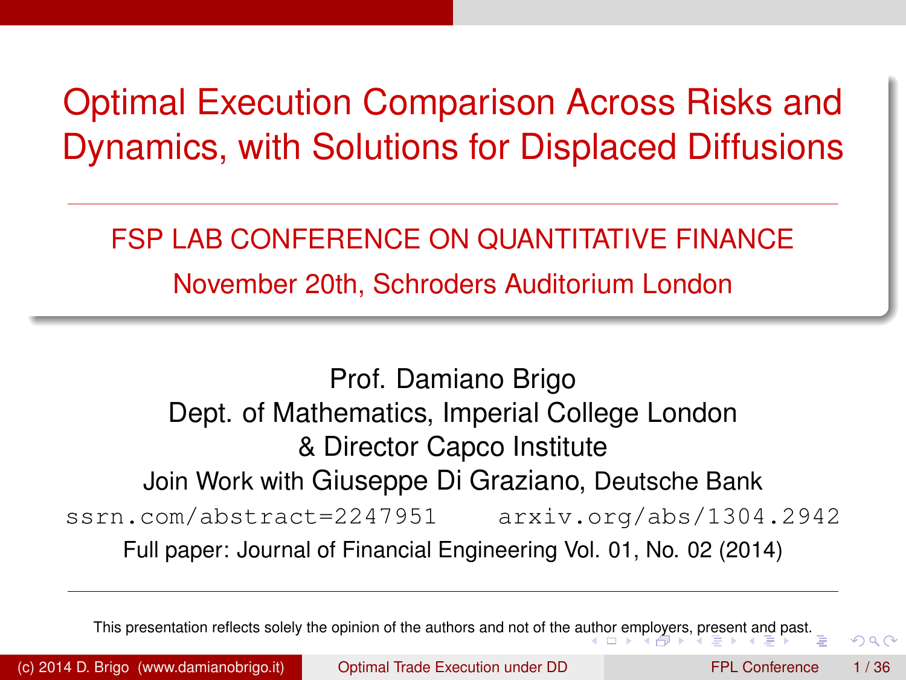# Optimal Execution Comparison Across Risks and Dynamics, with Solutions for Displaced Diffusions

FSP LAB CONFERENCE ON QUANTITATIVE FINANCE

November 20th, Schroders Auditorium London

Prof. Damiano Brigo
Dept. of Mathematics, Imperial College London
& Director Capco Institute
Join Work with Giuseppe Di Graziano, Deutsche Bank

ssrn.com/abstract=2247951    arxiv.org/abs/1304.2942

Full paper: Journal of Financial Engineering Vol. 01, No. 02 (2014)

This presentation reflects solely the opinion of the authors and not of the author employers, present and past.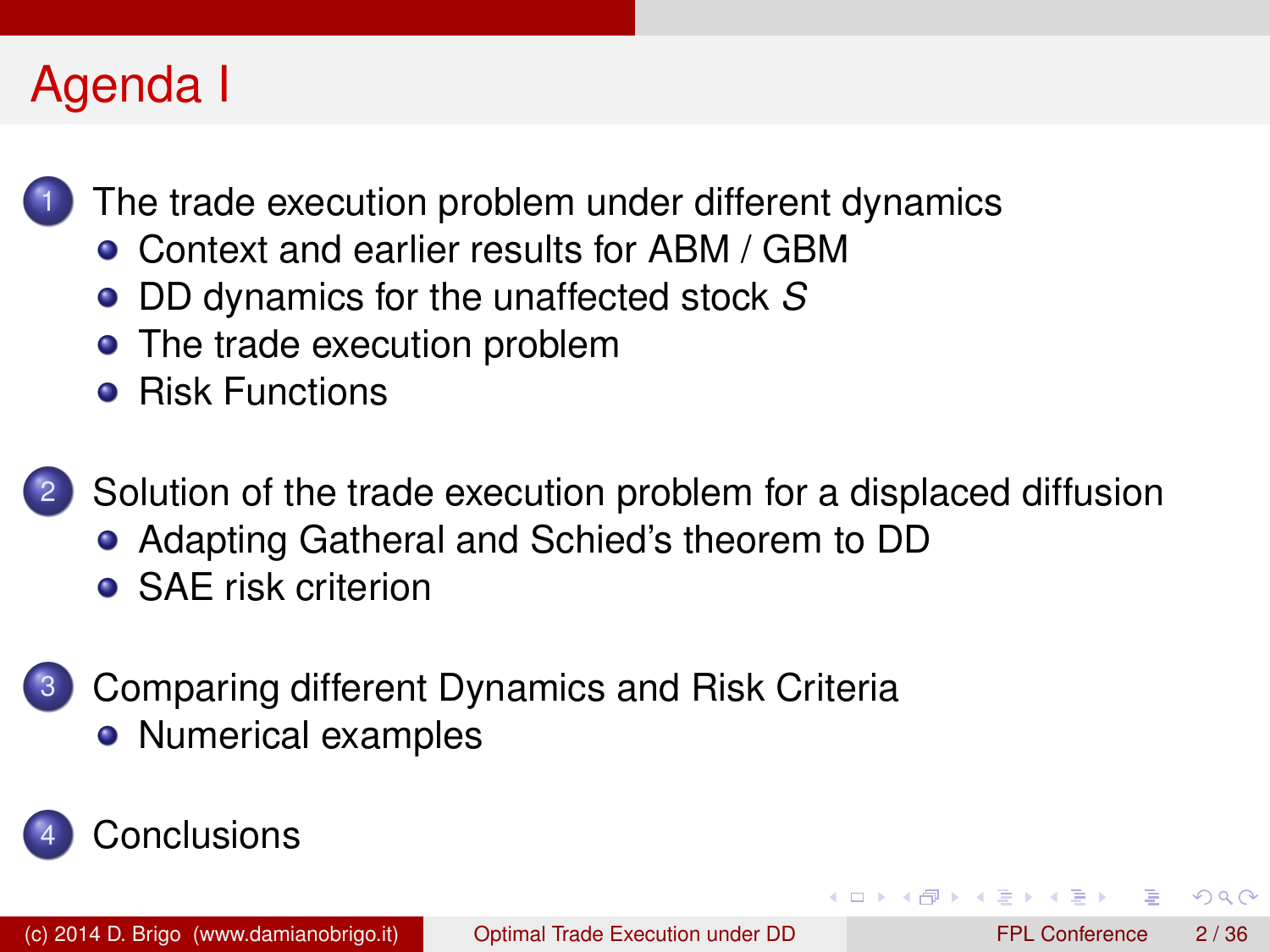# Agenda I

1. The trade execution problem under different dynamics
   - Context and earlier results for ABM / GBM
   - DD dynamics for the unaffected stock $S$
   - The trade execution problem
   - Risk Functions

2. Solution of the trade execution problem for a displaced diffusion
   - Adapting Gatheral and Schied's theorem to DD
   - SAE risk criterion

3. Comparing different Dynamics and Risk Criteria
   - Numerical examples

4. Conclusions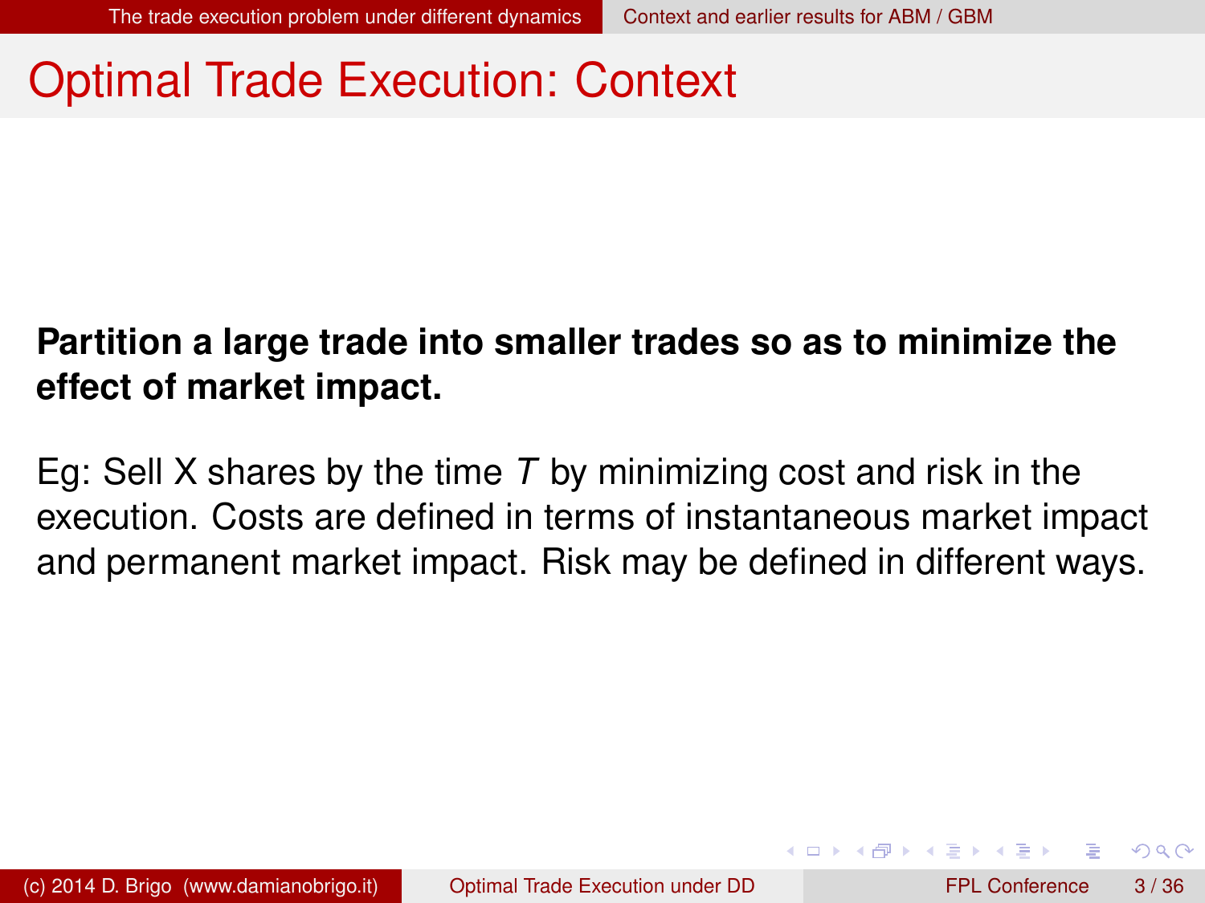# Optimal Trade Execution: Context

**Partition a large trade into smaller trades so as to minimize the effect of market impact.**

Eg: Sell X shares by the time $T$ by minimizing cost and risk in the execution. Costs are defined in terms of instantaneous market impact and permanent market impact. Risk may be defined in different ways.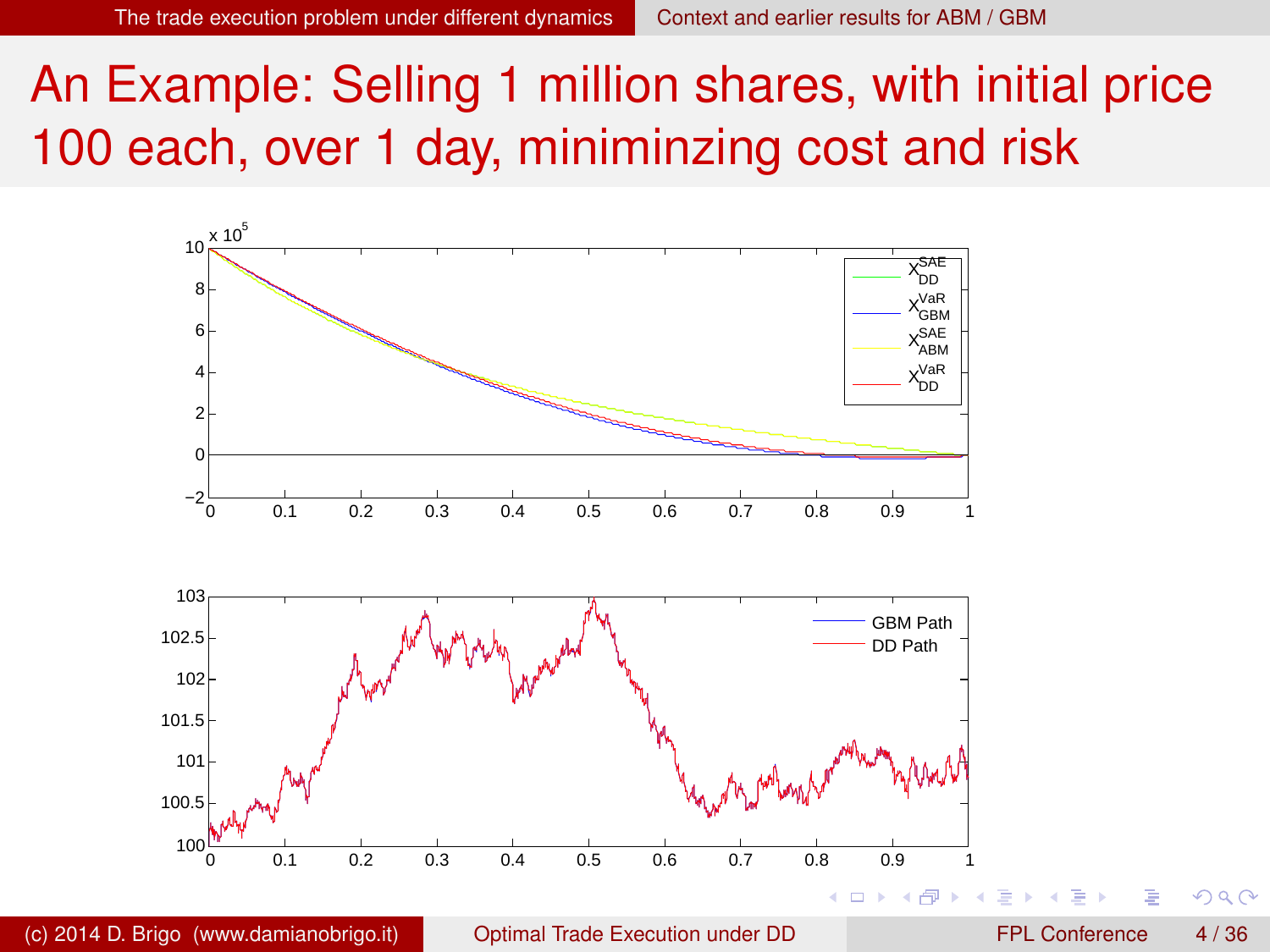# An Example: Selling 1 million shares, with initial price 100 each, over 1 day, miniminzing cost and risk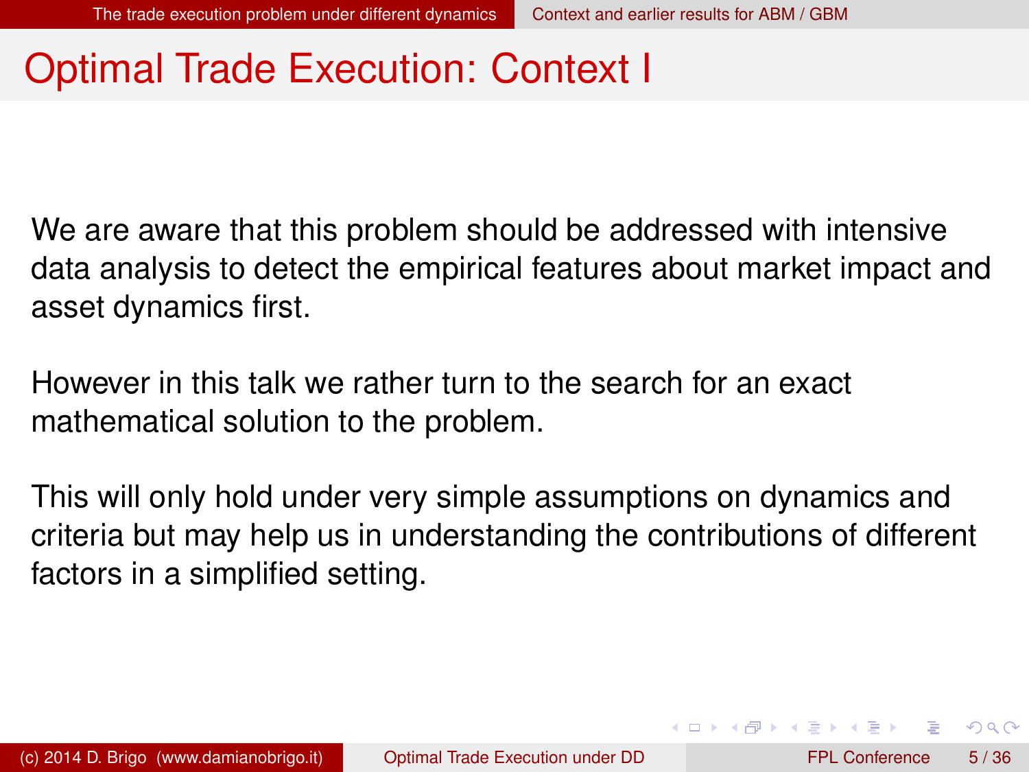# Optimal Trade Execution: Context I

We are aware that this problem should be addressed with intensive data analysis to detect the empirical features about market impact and asset dynamics first.

However in this talk we rather turn to the search for an exact mathematical solution to the problem.

This will only hold under very simple assumptions on dynamics and criteria but may help us in understanding the contributions of different factors in a simplified setting.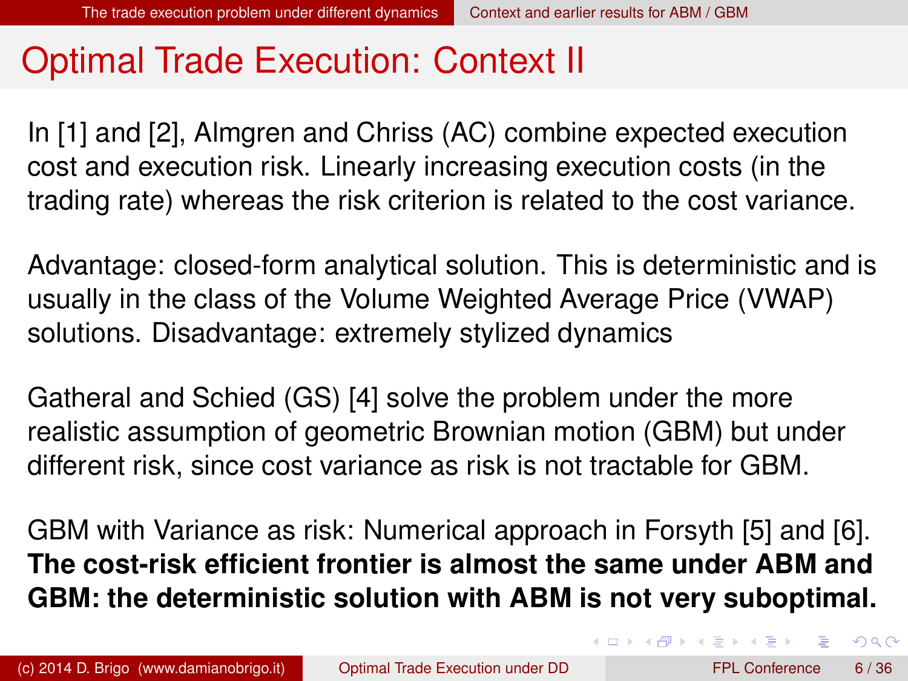# Optimal Trade Execution: Context II

In [1] and [2], Almgren and Chriss (AC) combine expected execution cost and execution risk. Linearly increasing execution costs (in the trading rate) whereas the risk criterion is related to the cost variance.

Advantage: closed-form analytical solution. This is deterministic and is usually in the class of the Volume Weighted Average Price (VWAP) solutions. Disadvantage: extremely stylized dynamics

Gatheral and Schied (GS) [4] solve the problem under the more realistic assumption of geometric Brownian motion (GBM) but under different risk, since cost variance as risk is not tractable for GBM.

GBM with Variance as risk: Numerical approach in Forsyth [5] and [6]. **The cost-risk efficient frontier is almost the same under ABM and GBM: the deterministic solution with ABM is not very suboptimal.**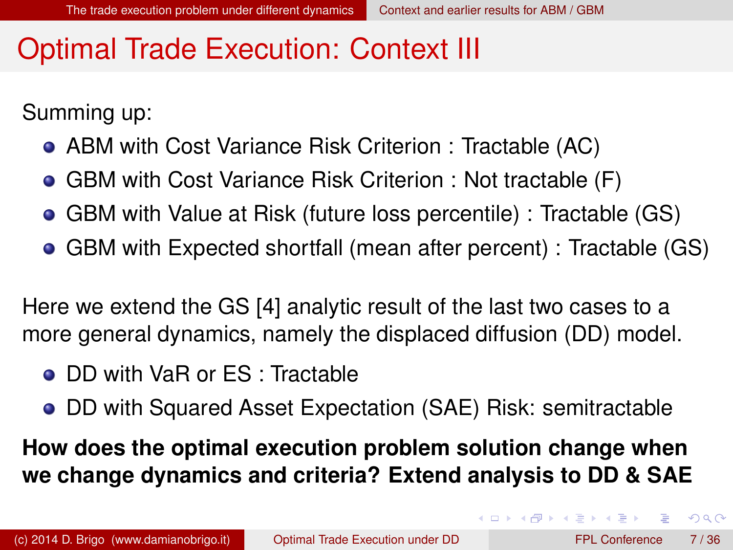# Optimal Trade Execution: Context III

Summing up:

- ABM with Cost Variance Risk Criterion : Tractable (AC)
- GBM with Cost Variance Risk Criterion : Not tractable (F)
- GBM with Value at Risk (future loss percentile) : Tractable (GS)
- GBM with Expected shortfall (mean after percent) : Tractable (GS)

Here we extend the GS [4] analytic result of the last two cases to a more general dynamics, namely the displaced diffusion (DD) model.

- DD with VaR or ES : Tractable
- DD with Squared Asset Expectation (SAE) Risk: semitractable

**How does the optimal execution problem solution change when we change dynamics and criteria? Extend analysis to DD & SAE**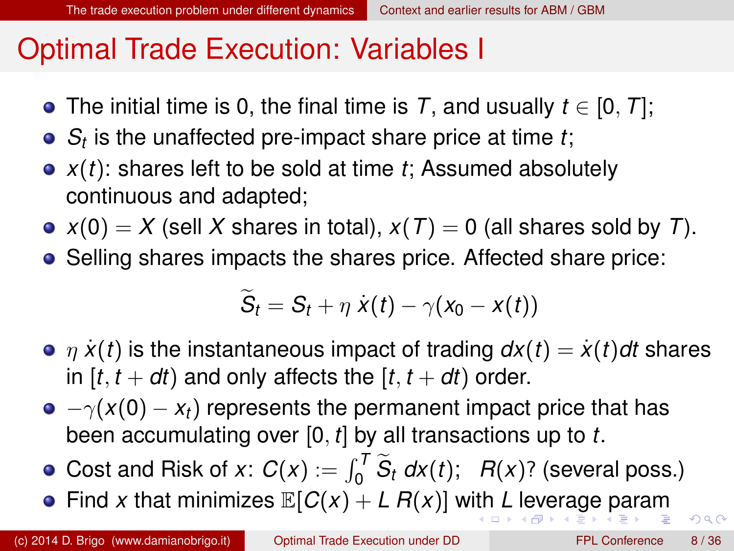# Optimal Trade Execution: Variables I

- The initial time is 0, the final time is $T$, and usually $t \in [0, T]$;
- $S_t$ is the unaffected pre-impact share price at time $t$;
- $x(t)$: shares left to be sold at time $t$; Assumed absolutely continuous and adapted;
- $x(0) = X$ (sell $X$ shares in total), $x(T) = 0$ (all shares sold by $T$).
- Selling shares impacts the shares price. Affected share price:

$$\widetilde{S}_t = S_t + \eta\, \dot{x}(t) - \gamma(x_0 - x(t))$$

- $\eta\, \dot{x}(t)$ is the instantaneous impact of trading $dx(t) = \dot{x}(t)dt$ shares in $[t, t + dt)$ and only affects the $[t, t + dt)$ order.
- $-\gamma(x(0) - x_t)$ represents the permanent impact price that has been accumulating over $[0, t]$ by all transactions up to $t$.
- Cost and Risk of $x$: $C(x) := \int_0^T \widetilde{S}_t\, dx(t)$; $R(x)$? (several poss.)
- Find $x$ that minimizes $\mathbb{E}[C(x) + L\, R(x)]$ with $L$ leverage param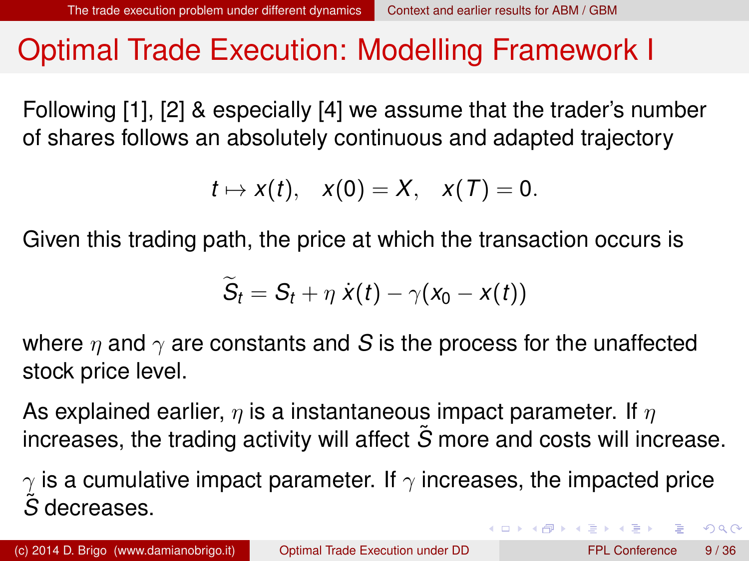# Optimal Trade Execution: Modelling Framework I

Following [1], [2] & especially [4] we assume that the trader's number of shares follows an absolutely continuous and adapted trajectory

$$t \mapsto x(t), \quad x(0) = X, \quad x(T) = 0.$$

Given this trading path, the price at which the transaction occurs is

$$\widetilde{S}_t = S_t + \eta\, \dot{x}(t) - \gamma(x_0 - x(t))$$

where $\eta$ and $\gamma$ are constants and $S$ is the process for the unaffected stock price level.

As explained earlier, $\eta$ is a instantaneous impact parameter. If $\eta$ increases, the trading activity will affect $\tilde{S}$ more and costs will increase.

$\gamma$ is a cumulative impact parameter. If $\gamma$ increases, the impacted price $\tilde{S}$ decreases.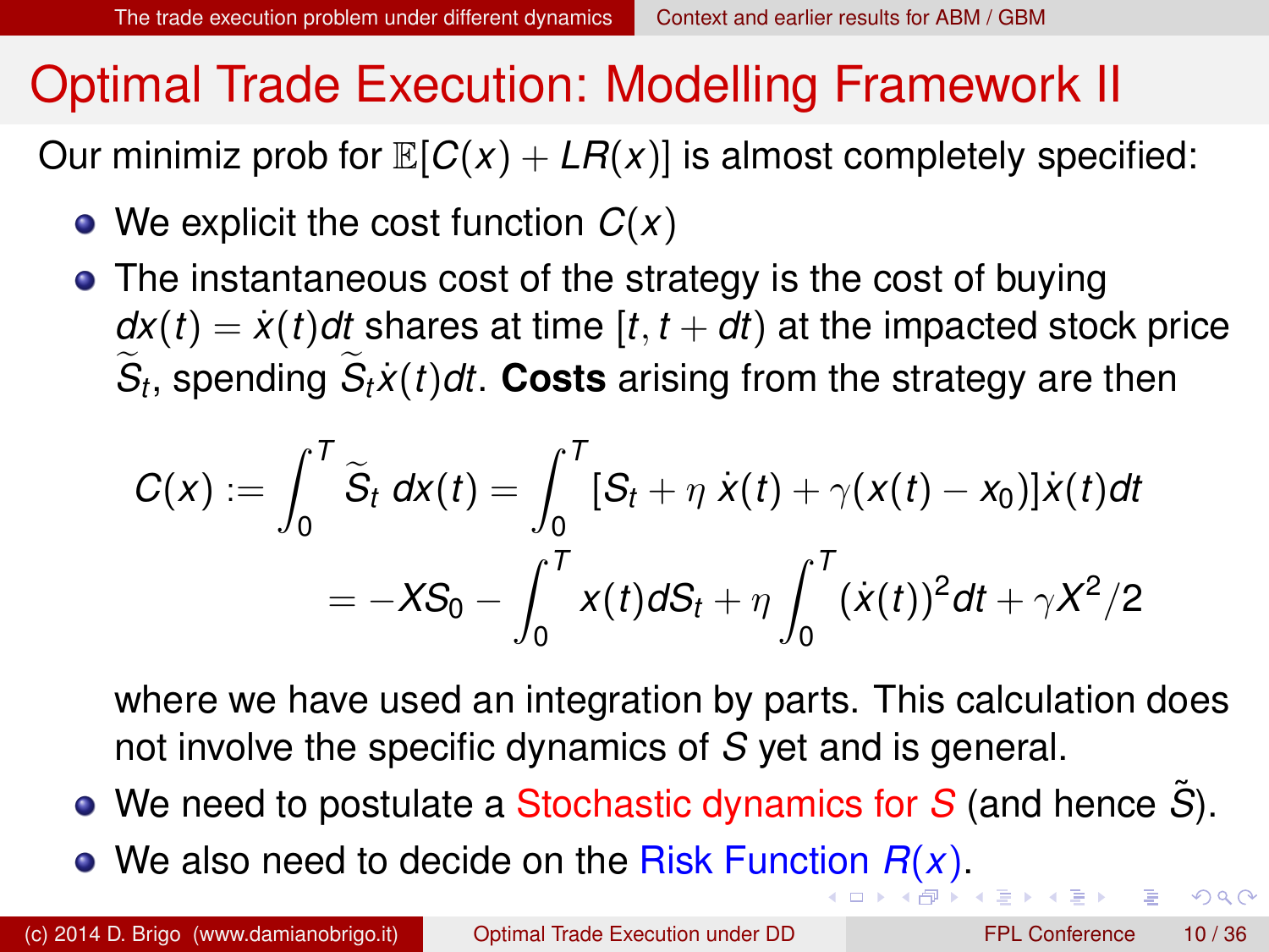# Optimal Trade Execution: Modelling Framework II

Our minimiz prob for $\mathbb{E}[C(x) + LR(x)]$ is almost completely specified:

- We explicit the cost function $C(x)$
- The instantaneous cost of the strategy is the cost of buying $dx(t) = \dot{x}(t)dt$ shares at time $[t, t + dt)$ at the impacted stock price $\widetilde{S}_t$, spending $\widetilde{S}_t \dot{x}(t)dt$. **Costs** arising from the strategy are then

$$
\begin{aligned}
C(x) := \int_0^T \widetilde{S}_t \, dx(t) &= \int_0^T [S_t + \eta \, \dot{x}(t) + \gamma(x(t) - x_0)]\dot{x}(t)dt \\
&= -XS_0 - \int_0^T x(t)dS_t + \eta \int_0^T (\dot{x}(t))^2 dt + \gamma X^2/2
\end{aligned}
$$

  where we have used an integration by parts. This calculation does not involve the specific dynamics of $S$ yet and is general.
- We need to postulate a Stochastic dynamics for $S$ (and hence $\tilde{S}$).
- We also need to decide on the Risk Function $R(x)$.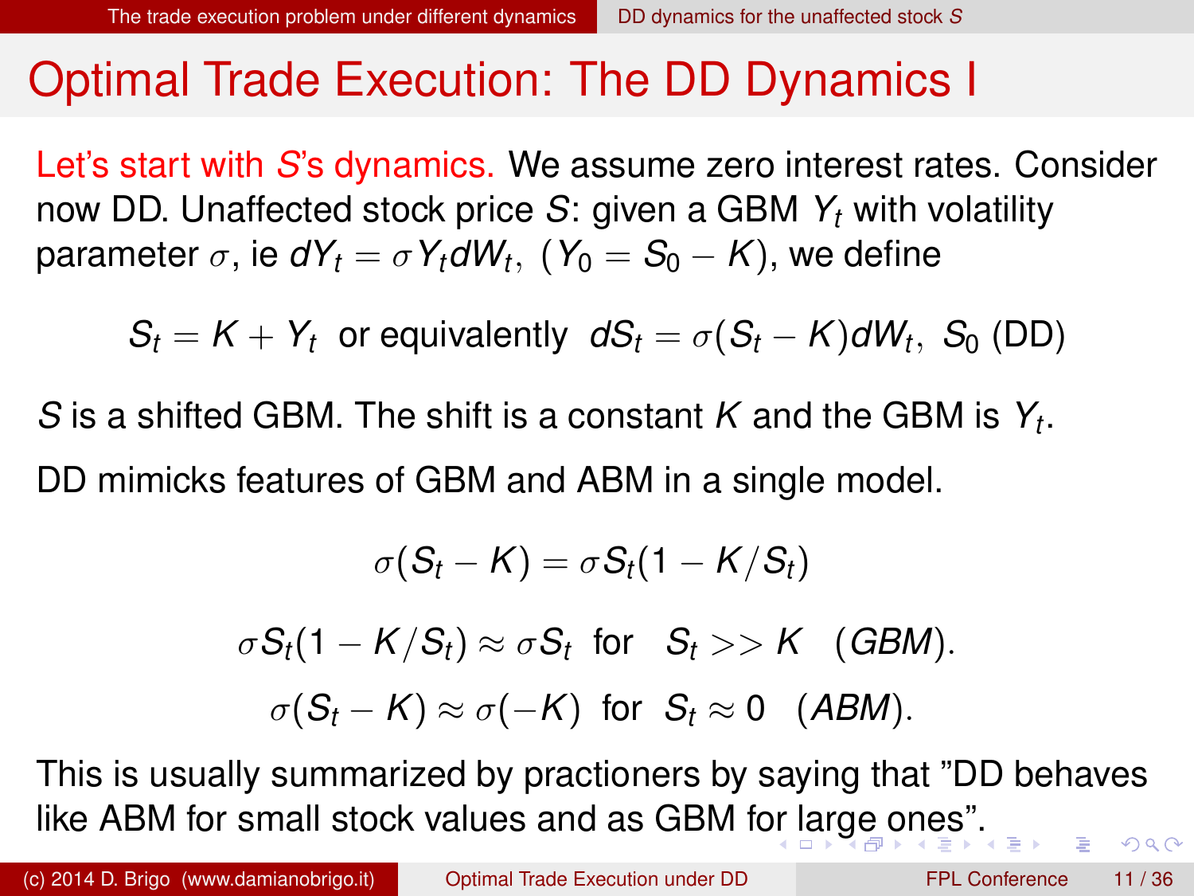# Optimal Trade Execution: The DD Dynamics I

Let's start with $S$'s dynamics. We assume zero interest rates. Consider now DD. Unaffected stock price $S$: given a GBM $Y_t$ with volatility parameter $\sigma$, ie $dY_t = \sigma Y_t dW_t$, ($Y_0 = S_0 - K$), we define

$$S_t = K + Y_t \;\text{ or equivalently }\; dS_t = \sigma(S_t - K)dW_t,\; S_0 \text{ (DD)}$$

$S$ is a shifted GBM. The shift is a constant $K$ and the GBM is $Y_t$.

DD mimicks features of GBM and ABM in a single model.

$$\sigma(S_t - K) = \sigma S_t(1 - K/S_t)$$

$$\sigma S_t(1 - K/S_t) \approx \sigma S_t \;\text{ for }\; S_t >> K \quad (GBM).$$

$$\sigma(S_t - K) \approx \sigma(-K) \;\text{ for }\; S_t \approx 0 \quad (ABM).$$

This is usually summarized by practioners by saying that "DD behaves like ABM for small stock values and as GBM for large ones".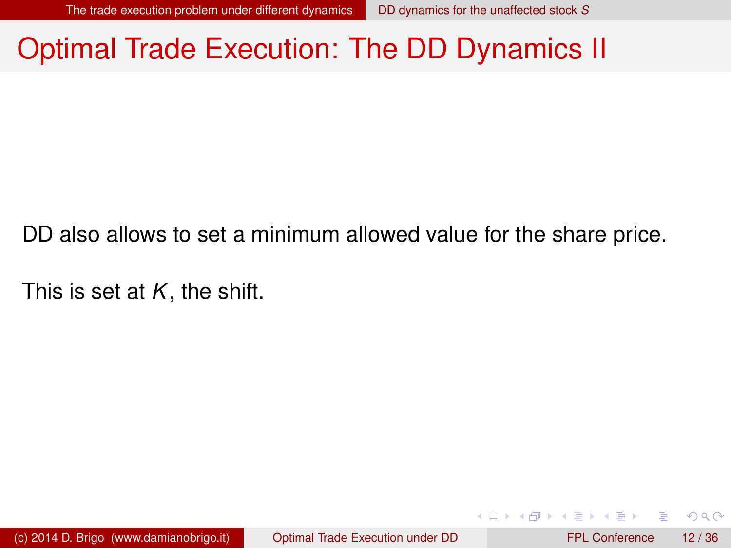# Optimal Trade Execution: The DD Dynamics II

DD also allows to set a minimum allowed value for the share price.

This is set at $K$, the shift.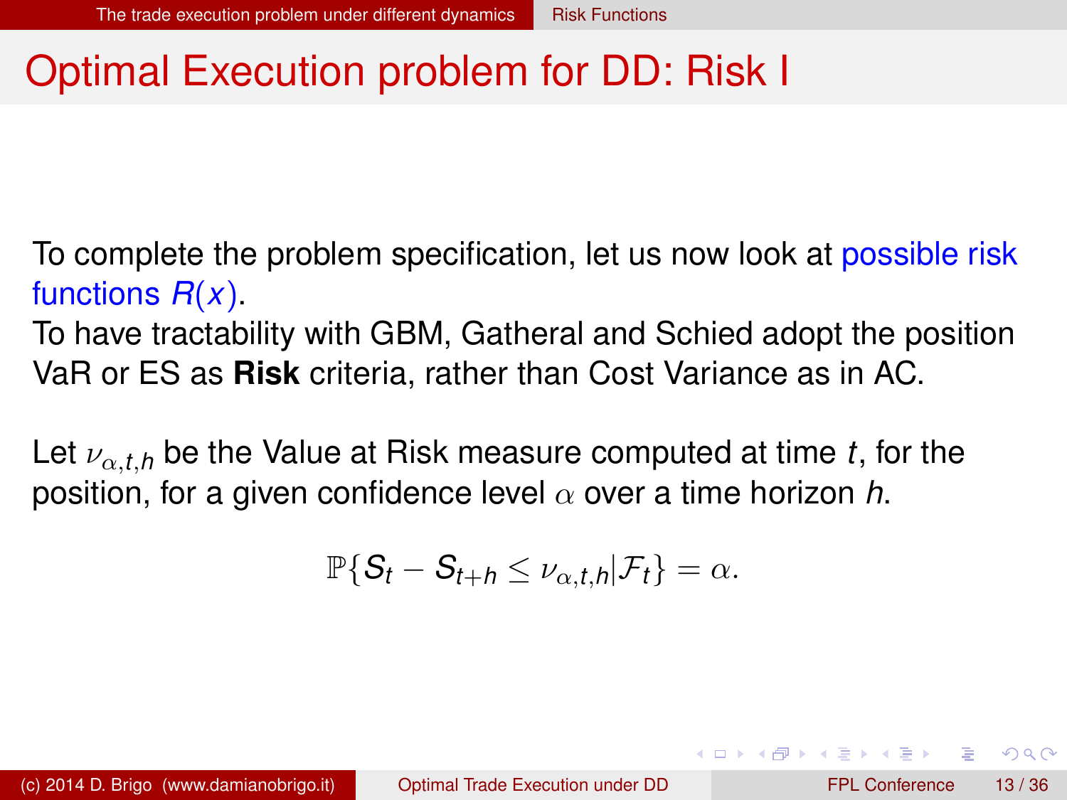# Optimal Execution problem for DD: Risk I

To complete the problem specification, let us now look at possible risk functions $R(x)$.

To have tractability with GBM, Gatheral and Schied adopt the position VaR or ES as **Risk** criteria, rather than Cost Variance as in AC.

Let $\nu_{\alpha,t,h}$ be the Value at Risk measure computed at time $t$, for the position, for a given confidence level $\alpha$ over a time horizon $h$.

$$\mathbb{P}\{S_t - S_{t+h} \leq \nu_{\alpha,t,h} | \mathcal{F}_t\} = \alpha.$$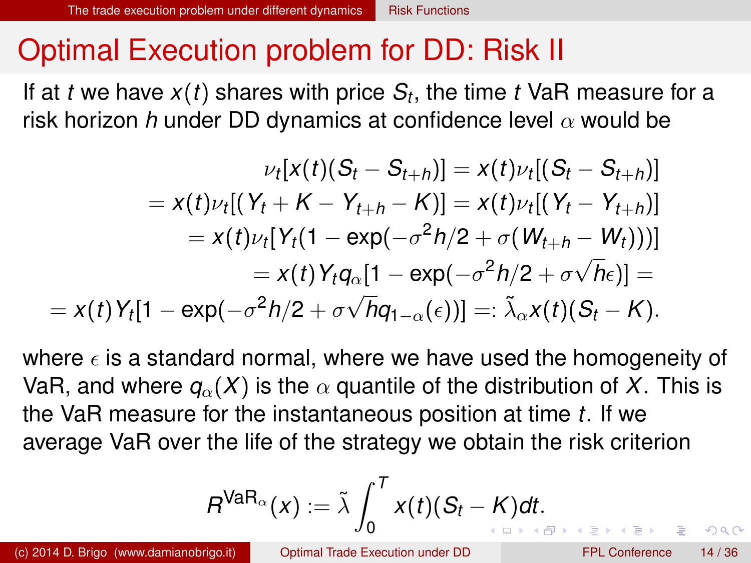# Optimal Execution problem for DD: Risk II

If at $t$ we have $x(t)$ shares with price $S_t$, the time $t$ VaR measure for a risk horizon $h$ under DD dynamics at confidence level $\alpha$ would be

$$
\begin{aligned}
\nu_t[x(t)(S_t - S_{t+h})] &= x(t)\nu_t[(S_t - S_{t+h})] \\
= x(t)\nu_t[(Y_t + K - Y_{t+h} - K)] &= x(t)\nu_t[(Y_t - Y_{t+h})] \\
= x(t)\nu_t[Y_t(1 &- \exp(-\sigma^2 h/2 + \sigma(W_{t+h} - W_t)))] \\
= x(t)Y_t q_\alpha[1 &- \exp(-\sigma^2 h/2 + \sigma\sqrt{h}\epsilon)] = \\
= x(t)Y_t[1 - \exp(-\sigma^2 h/2 + \sigma\sqrt{h} q_{1-\alpha}(\epsilon))] &=: \tilde{\lambda}_\alpha x(t)(S_t - K).
\end{aligned}
$$

where $\epsilon$ is a standard normal, where we have used the homogeneity of VaR, and where $q_\alpha(X)$ is the $\alpha$ quantile of the distribution of $X$. This is the VaR measure for the instantaneous position at time $t$. If we average VaR over the life of the strategy we obtain the risk criterion

$$
R^{\text{VaR}_\alpha}(x) := \tilde{\lambda} \int_0^T x(t)(S_t - K)dt.
$$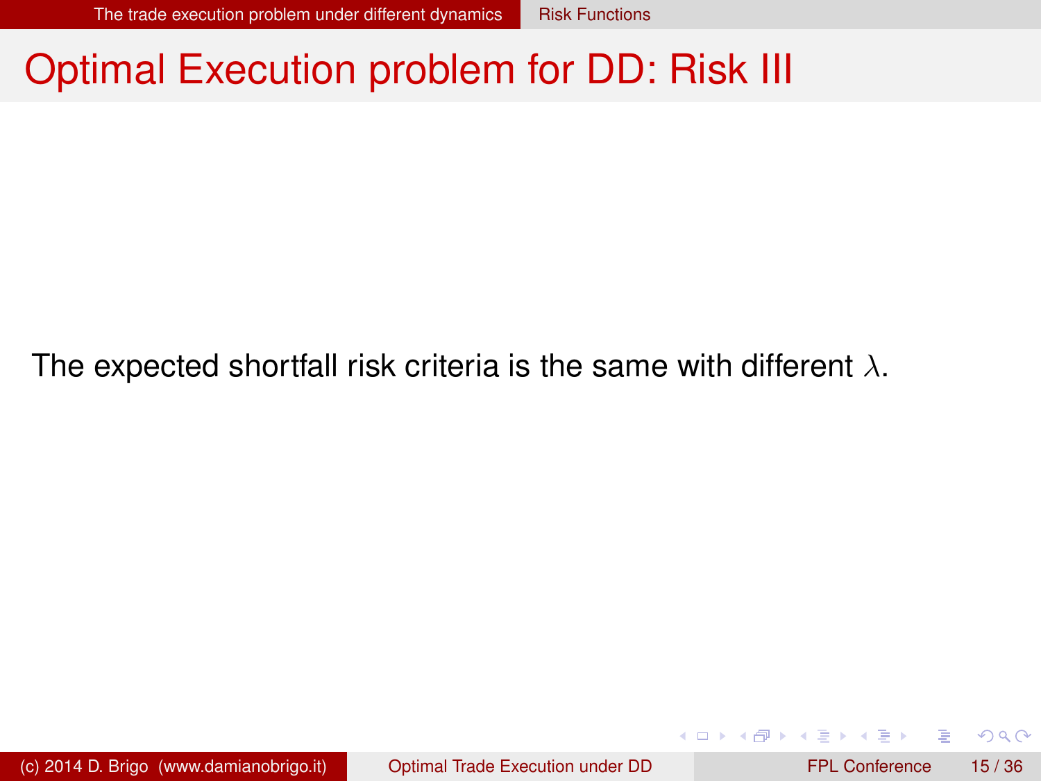# Optimal Execution problem for DD: Risk III

The expected shortfall risk criteria is the same with different $\lambda$.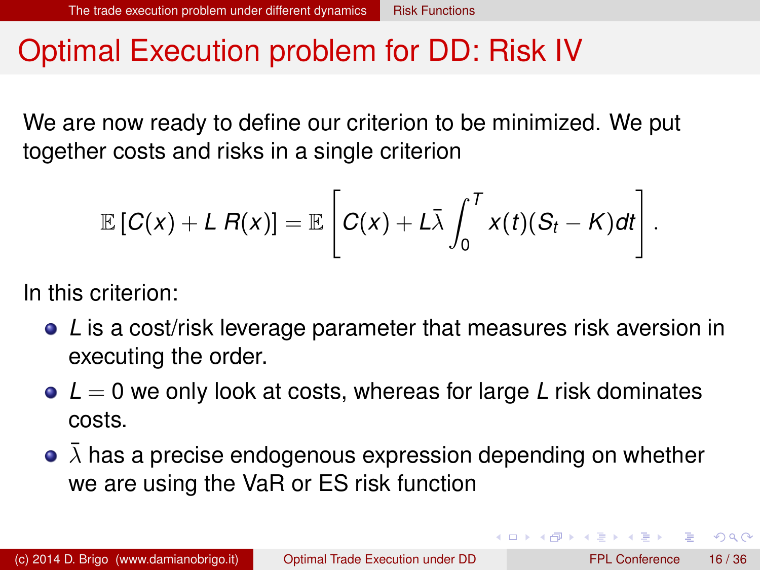# Optimal Execution problem for DD: Risk IV

We are now ready to define our criterion to be minimized. We put together costs and risks in a single criterion

$$\mathbb{E}\left[C(x) + L\, R(x)\right] = \mathbb{E}\left[C(x) + L\bar{\lambda}\int_0^T x(t)(S_t - K)dt\right].$$

In this criterion:

- $L$ is a cost/risk leverage parameter that measures risk aversion in executing the order.
- $L = 0$ we only look at costs, whereas for large $L$ risk dominates costs.
- $\bar{\lambda}$ has a precise endogenous expression depending on whether we are using the VaR or ES risk function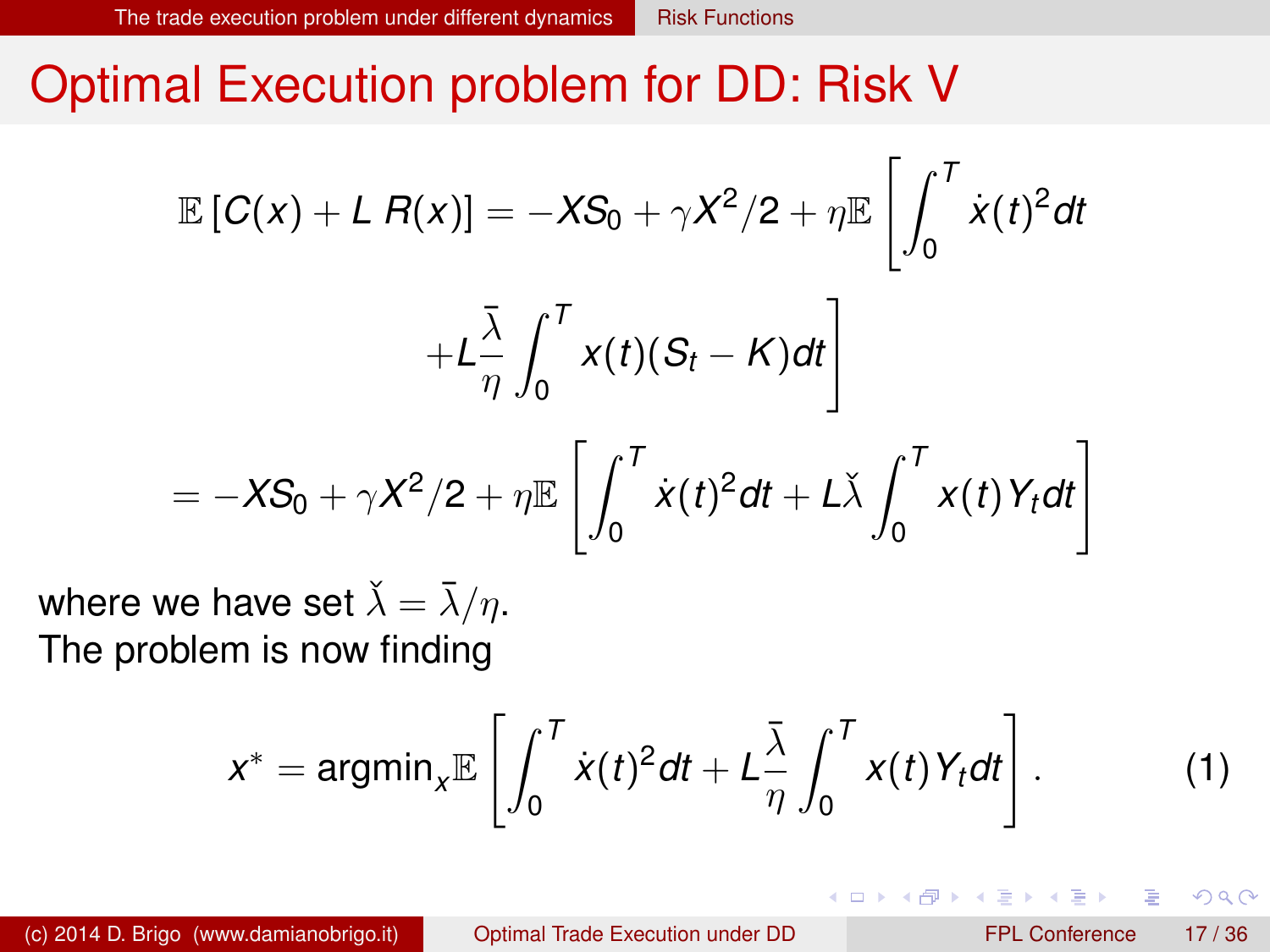# Optimal Execution problem for DD: Risk V

$$\mathbb{E}\left[C(x) + L\,R(x)\right] = -XS_0 + \gamma X^2/2 + \eta \mathbb{E}\left[\int_0^T \dot{x}(t)^2 dt + L\frac{\bar{\lambda}}{\eta}\int_0^T x(t)(S_t - K)dt\right]$$

$$= -XS_0 + \gamma X^2/2 + \eta \mathbb{E}\left[\int_0^T \dot{x}(t)^2 dt + L\check{\lambda}\int_0^T x(t) Y_t dt\right]$$

where we have set $\check{\lambda} = \bar{\lambda}/\eta$.

The problem is now finding

$$x^* = \text{argmin}_x \mathbb{E}\left[\int_0^T \dot{x}(t)^2 dt + L\frac{\bar{\lambda}}{\eta}\int_0^T x(t) Y_t dt\right]. \qquad (1)$$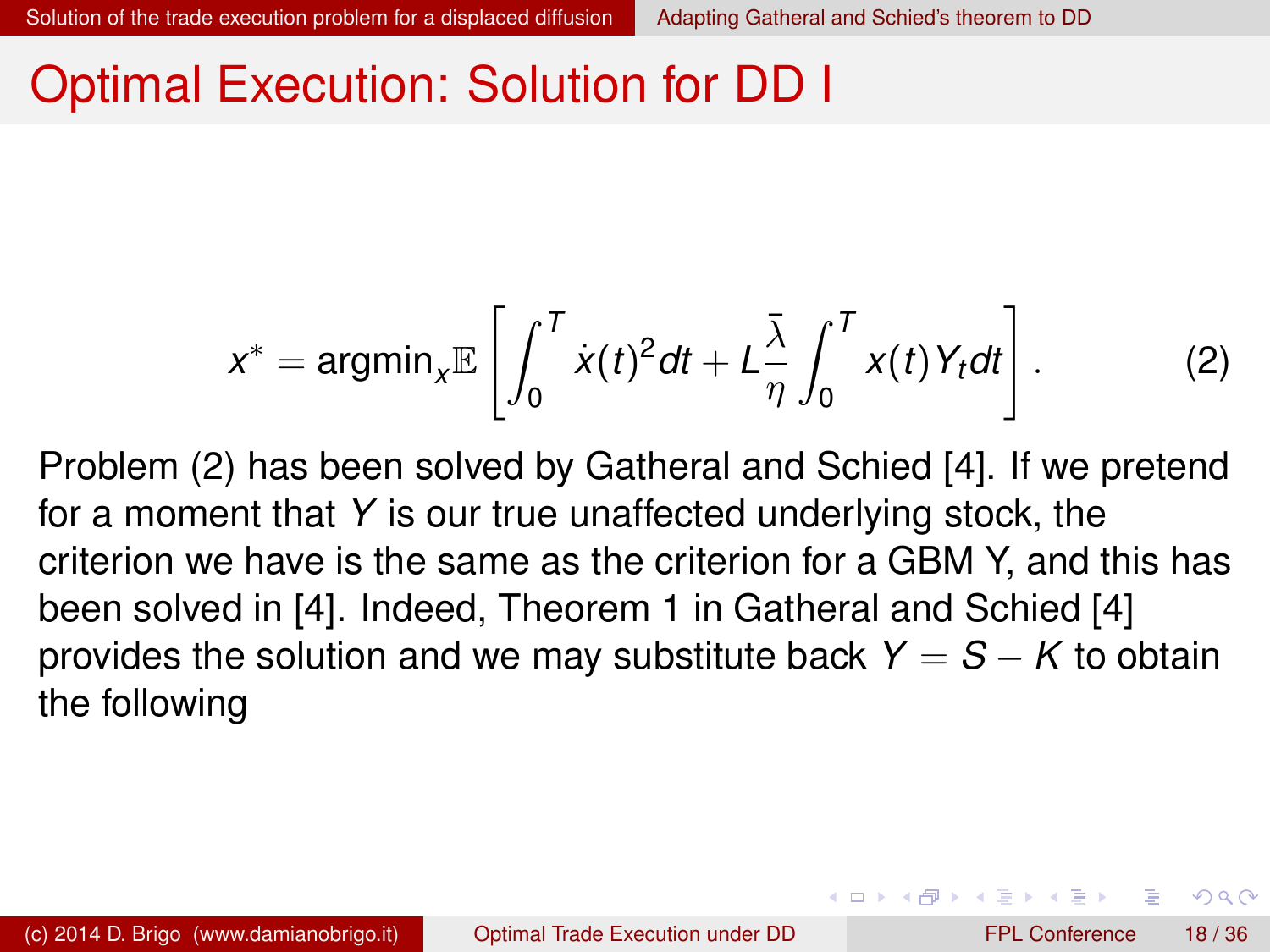# Optimal Execution: Solution for DD I

$$x^* = \text{argmin}_x \mathbb{E}\left[\int_0^T \dot{x}(t)^2 dt + L\frac{\bar{\lambda}}{\eta}\int_0^T x(t) Y_t dt\right]. \tag{2}$$

Problem (2) has been solved by Gatheral and Schied [4]. If we pretend for a moment that $Y$ is our true unaffected underlying stock, the criterion we have is the same as the criterion for a GBM Y, and this has been solved in [4]. Indeed, Theorem 1 in Gatheral and Schied [4] provides the solution and we may substitute back $Y = S - K$ to obtain the following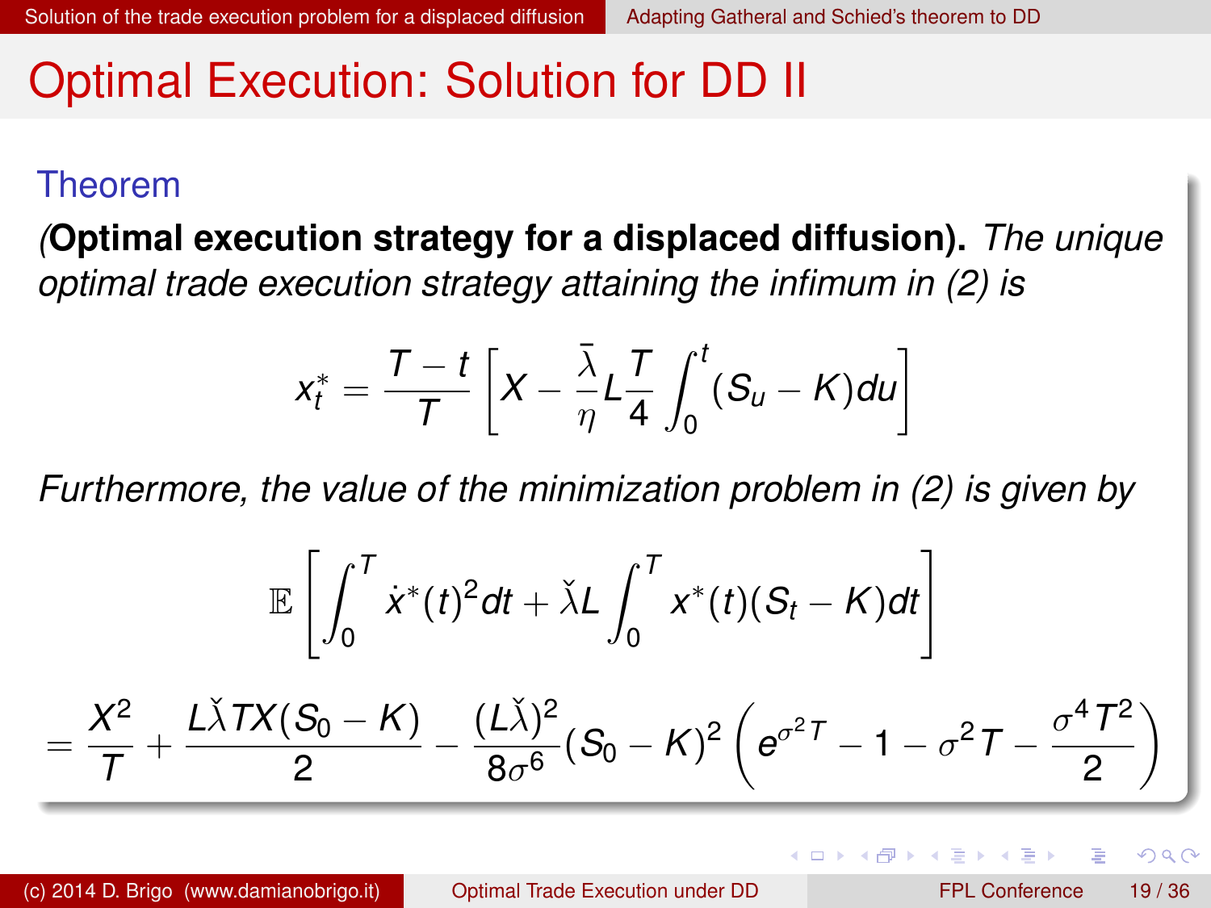# Optimal Execution: Solution for DD II

**Theorem**

*(**Optimal execution strategy for a displaced diffusion).** The unique optimal trade execution strategy attaining the infimum in (2) is*

$$x_t^* = \frac{T-t}{T}\left[X - \frac{\bar{\lambda}}{\eta} L \frac{T}{4} \int_0^t (S_u - K)du\right]$$

*Furthermore, the value of the minimization problem in (2) is given by*

$$\mathbb{E}\left[\int_0^T \dot{x}^*(t)^2 dt + \check{\lambda} L \int_0^T x^*(t)(S_t - K)dt\right]$$

$$= \frac{X^2}{T} + \frac{L\check{\lambda} T X (S_0 - K)}{2} - \frac{(L\check{\lambda})^2}{8\sigma^6}(S_0 - K)^2\left(e^{\sigma^2 T} - 1 - \sigma^2 T - \frac{\sigma^4 T^2}{2}\right)$$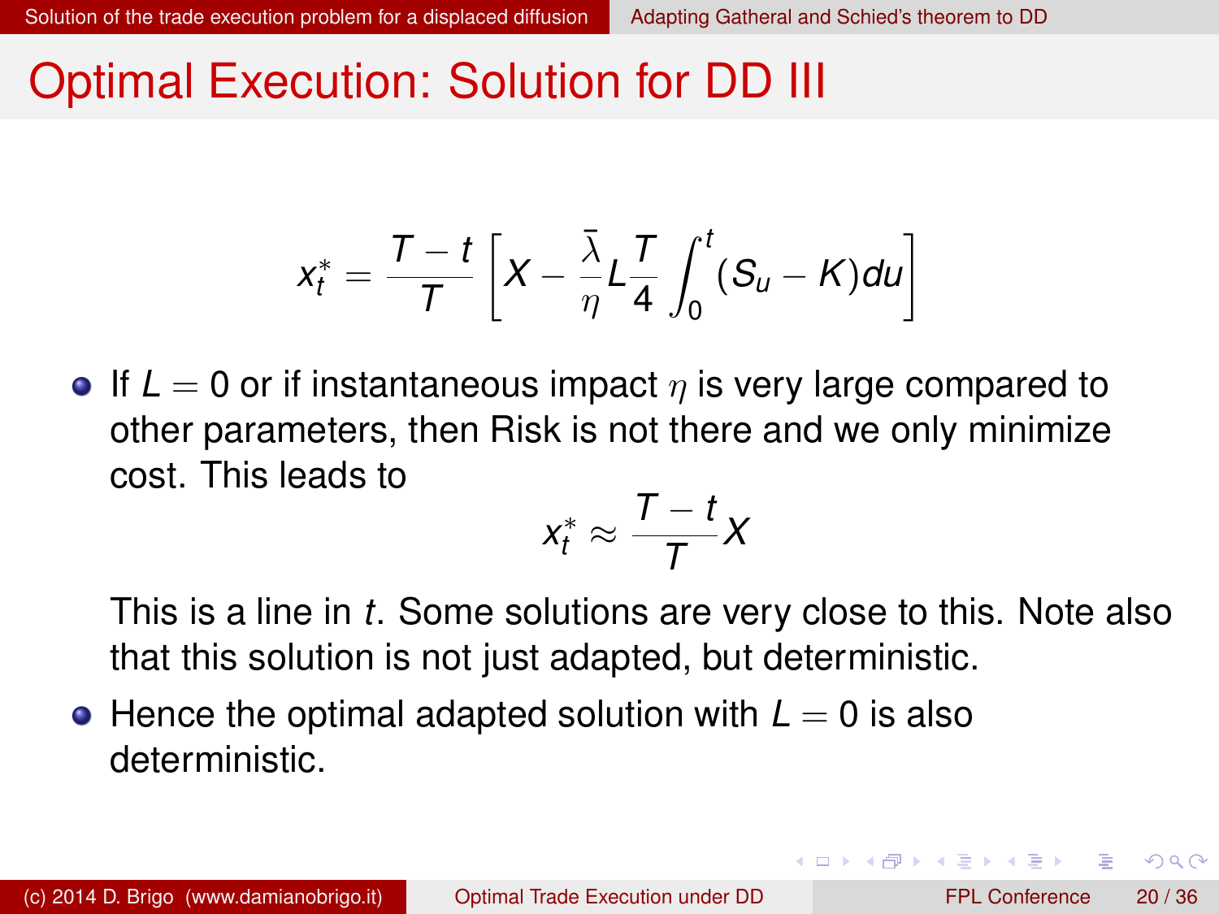# Optimal Execution: Solution for DD III

$$x_t^* = \frac{T-t}{T}\left[X - \frac{\bar{\lambda}}{\eta} L \frac{T}{4}\int_0^t (S_u - K)du\right]$$

- If $L = 0$ or if instantaneous impact $\eta$ is very large compared to other parameters, then Risk is not there and we only minimize cost. This leads to

  $$x_t^* \approx \frac{T-t}{T}X$$

  This is a line in $t$. Some solutions are very close to this. Note also that this solution is not just adapted, but deterministic.
- Hence the optimal adapted solution with $L = 0$ is also deterministic.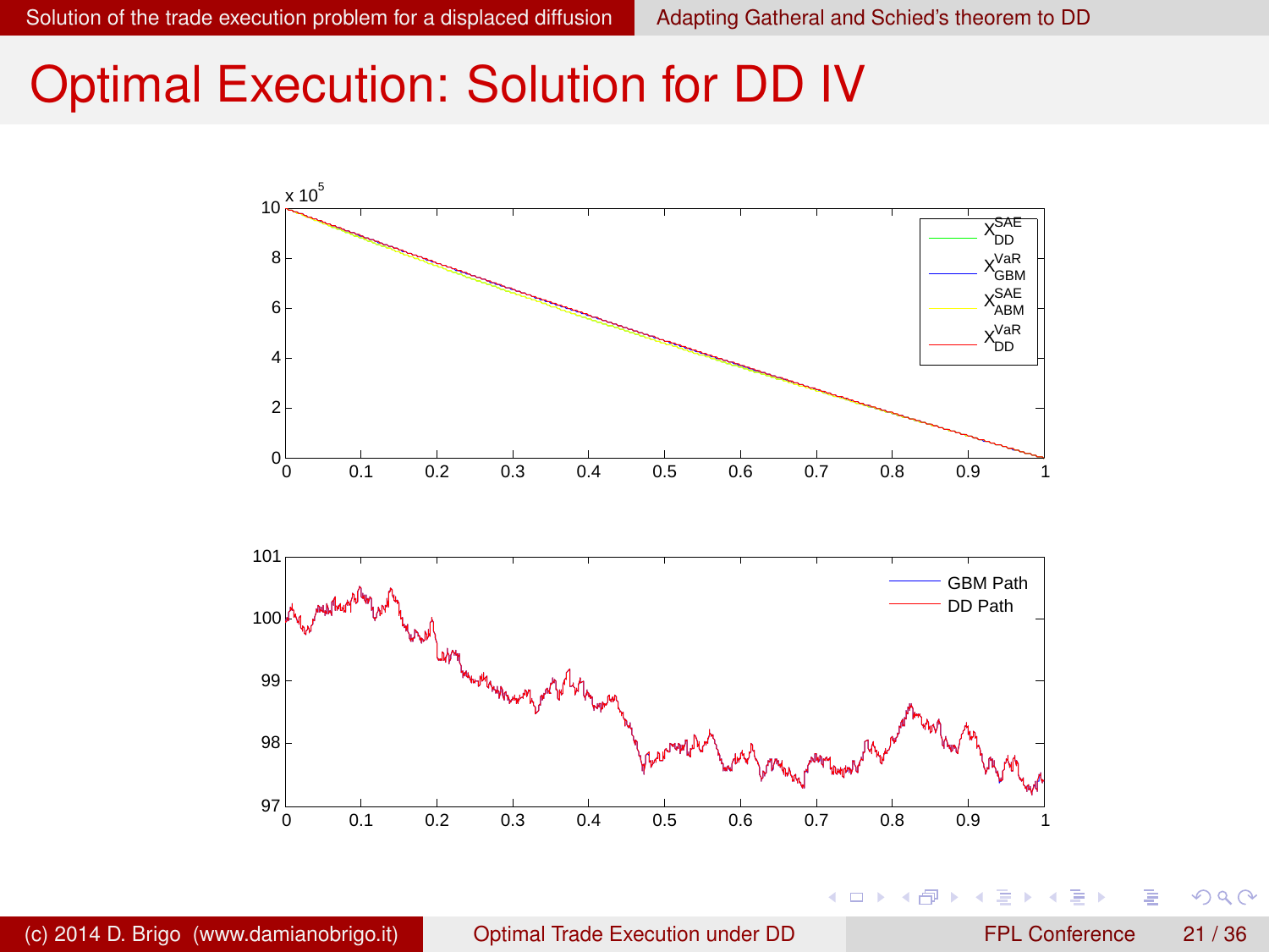# Optimal Execution: Solution for DD IV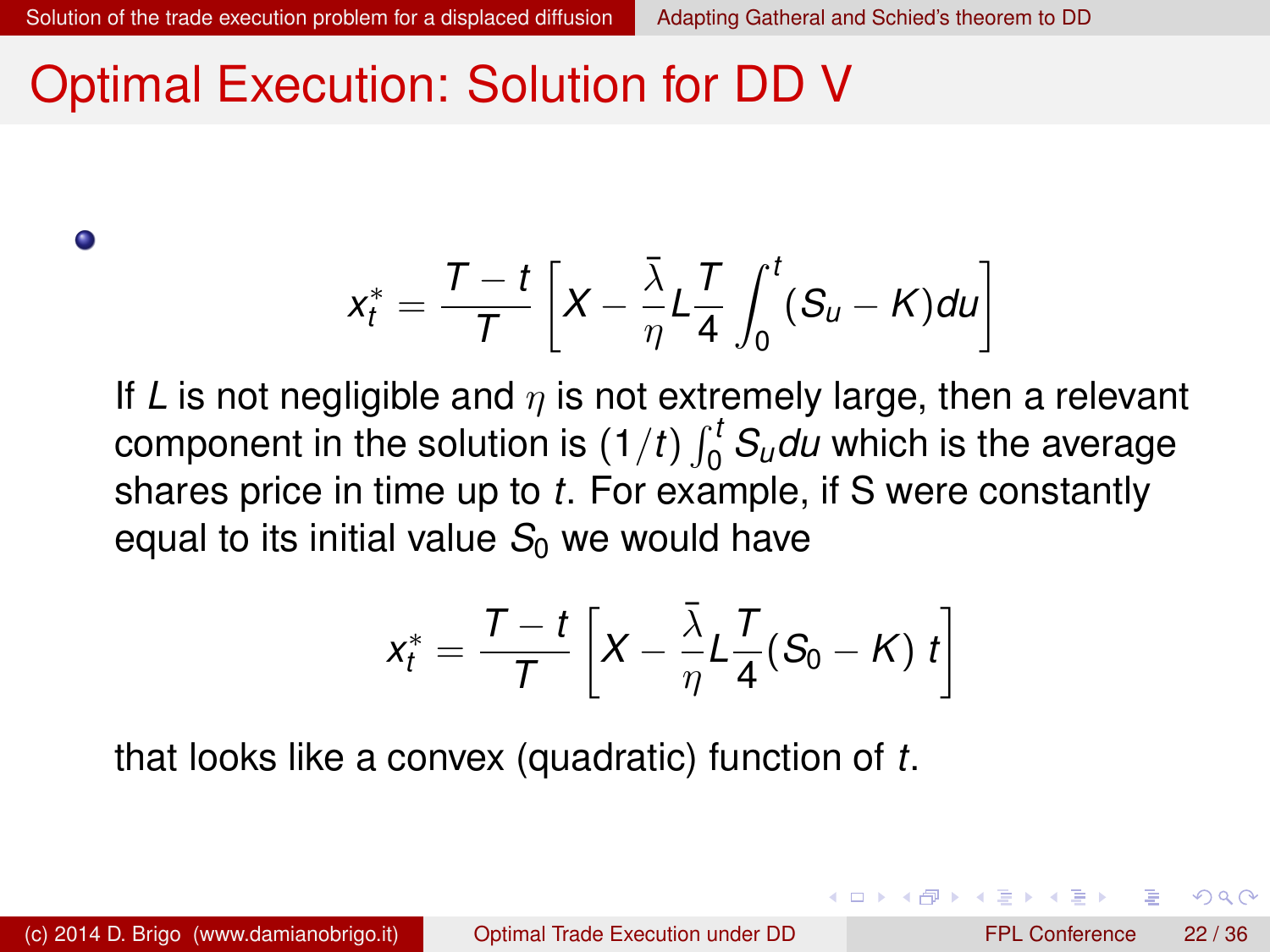# Optimal Execution: Solution for DD V

- $$x_t^* = \frac{T-t}{T}\left[X - \frac{\bar{\lambda}}{\eta} L \frac{T}{4} \int_0^t (S_u - K) du\right]$$

  If $L$ is not negligible and $\eta$ is not extremely large, then a relevant component in the solution is $(1/t)\int_0^t S_u du$ which is the average shares price in time up to $t$. For example, if S were constantly equal to its initial value $S_0$ we would have

  $$x_t^* = \frac{T-t}{T}\left[X - \frac{\bar{\lambda}}{\eta} L \frac{T}{4} (S_0 - K)\, t\right]$$

  that looks like a convex (quadratic) function of $t$.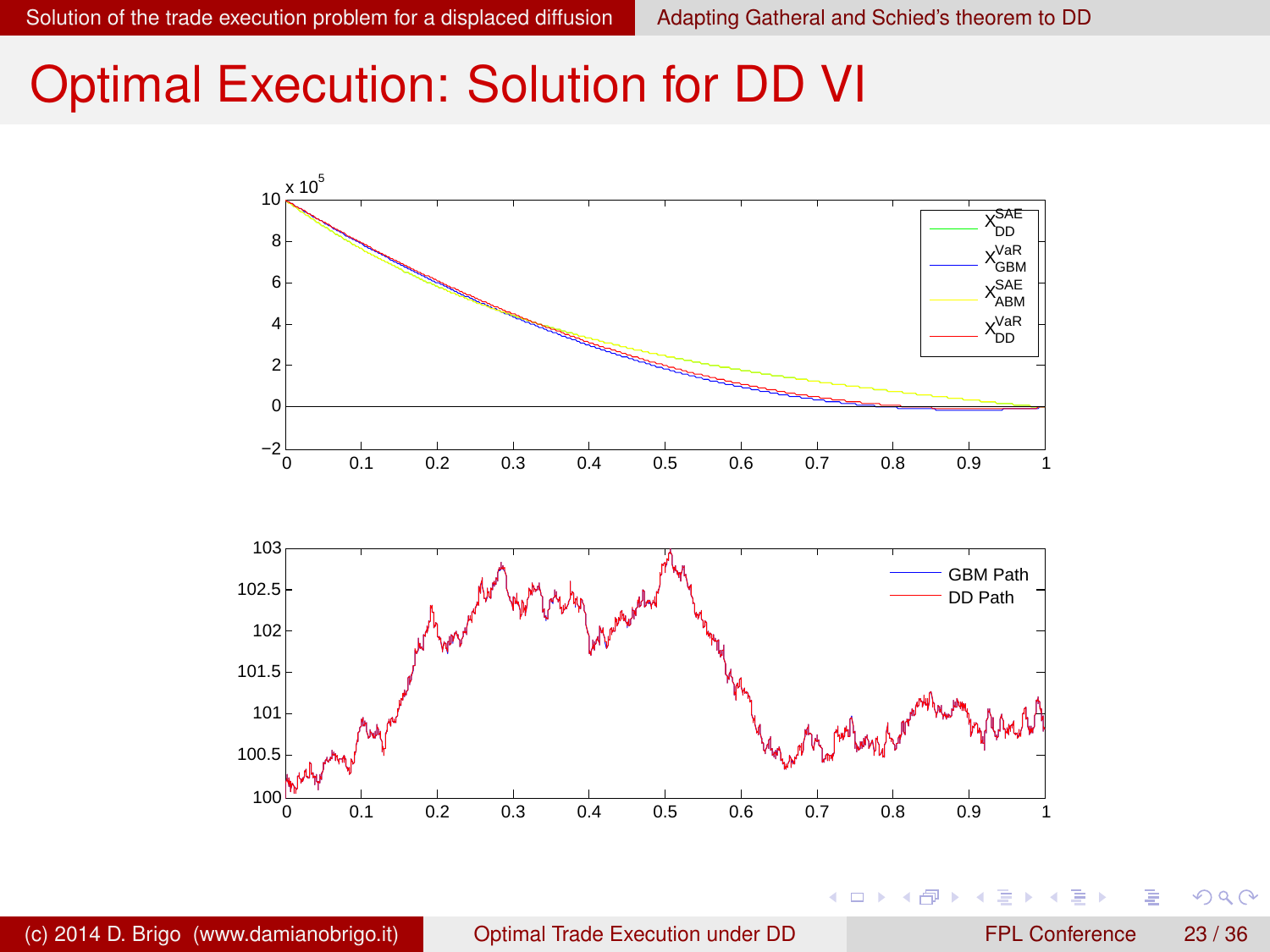# Optimal Execution: Solution for DD VI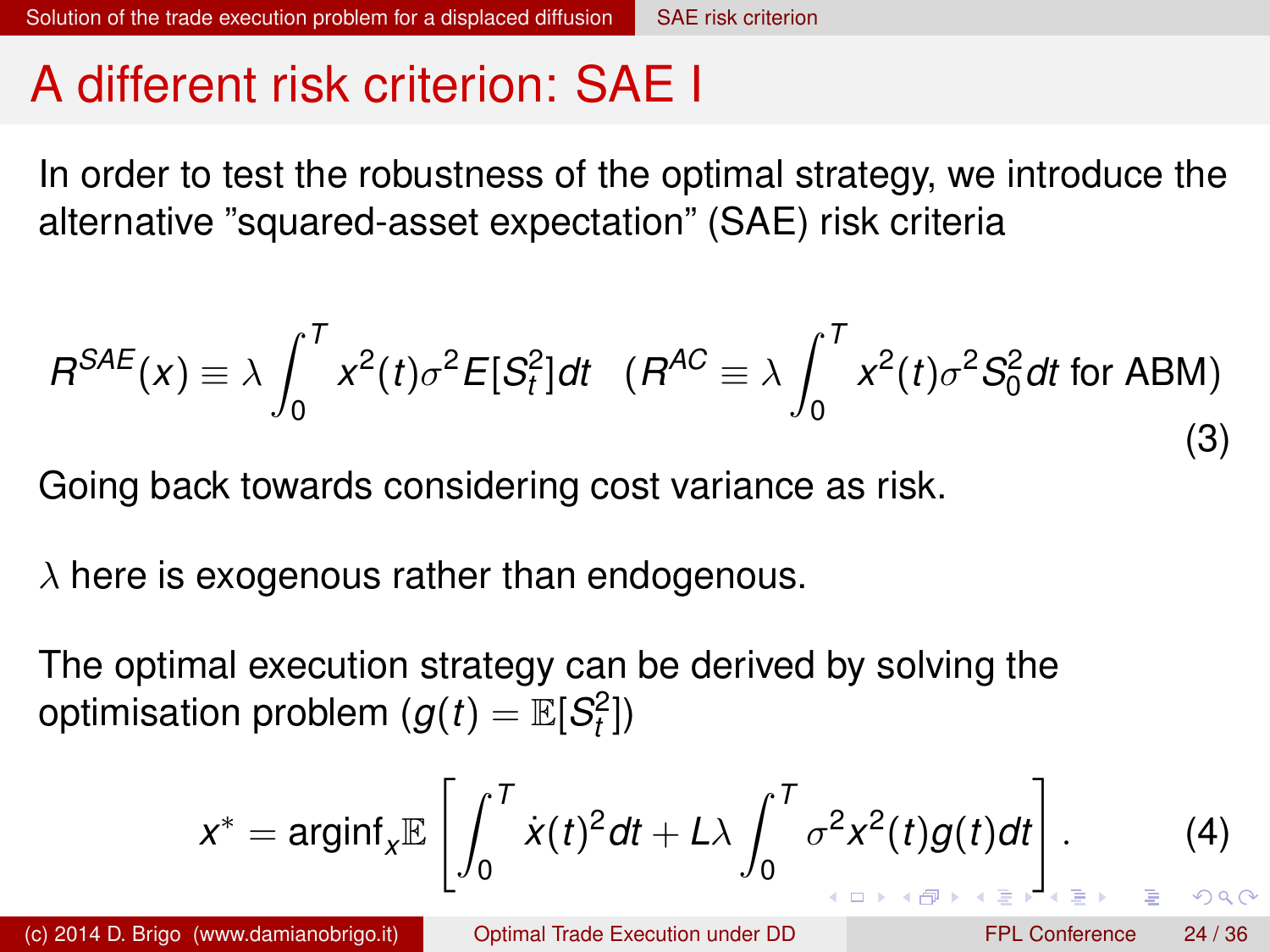# A different risk criterion: SAE I

In order to test the robustness of the optimal strategy, we introduce the alternative "squared-asset expectation" (SAE) risk criteria

$$R^{SAE}(x) \equiv \lambda \int_0^T x^2(t)\sigma^2 E[S_t^2]dt \quad (R^{AC} \equiv \lambda \int_0^T x^2(t)\sigma^2 S_0^2 dt \text{ for ABM}) \tag{3}$$

Going back towards considering cost variance as risk.

$\lambda$ here is exogenous rather than endogenous.

The optimal execution strategy can be derived by solving the optimisation problem ($g(t) = \mathbb{E}[S_t^2]$)

$$x^* = \text{arginf}_x \mathbb{E}\left[\int_0^T \dot{x}(t)^2 dt + L\lambda \int_0^T \sigma^2 x^2(t) g(t) dt\right]. \tag{4}$$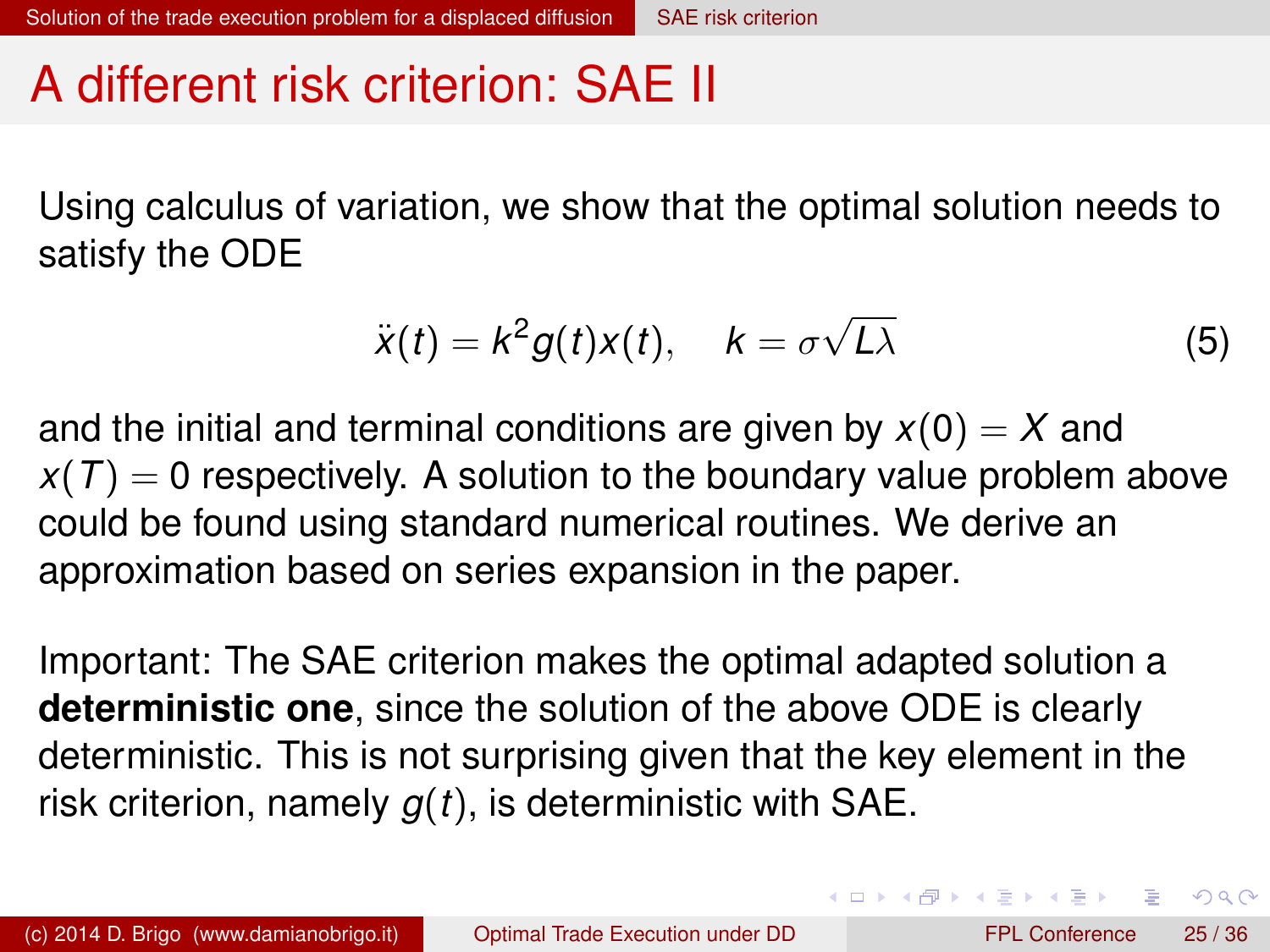# A different risk criterion: SAE II

Using calculus of variation, we show that the optimal solution needs to satisfy the ODE

$$\ddot{x}(t) = k^2 g(t) x(t), \quad k = \sigma\sqrt{L\lambda} \tag{5}$$

and the initial and terminal conditions are given by $x(0) = X$ and $x(T) = 0$ respectively. A solution to the boundary value problem above could be found using standard numerical routines. We derive an approximation based on series expansion in the paper.

Important: The SAE criterion makes the optimal adapted solution a **deterministic one**, since the solution of the above ODE is clearly deterministic. This is not surprising given that the key element in the risk criterion, namely $g(t)$, is deterministic with SAE.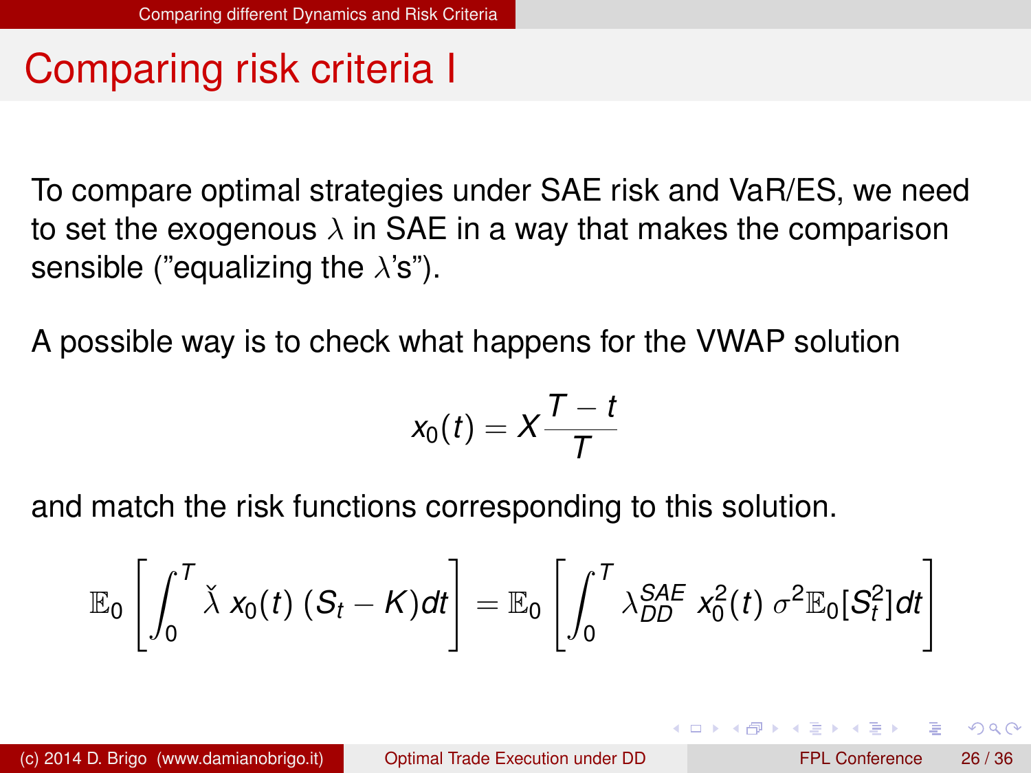# Comparing risk criteria I

To compare optimal strategies under SAE risk and VaR/ES, we need to set the exogenous $\lambda$ in SAE in a way that makes the comparison sensible ("equalizing the $\lambda$'s").

A possible way is to check what happens for the VWAP solution

$$x_0(t) = X\frac{T-t}{T}$$

and match the risk functions corresponding to this solution.

$$\mathbb{E}_0\left[\int_0^T \check{\lambda}\; x_0(t)\;(S_t - K)dt\right] = \mathbb{E}_0\left[\int_0^T \lambda_{DD}^{SAE}\; x_0^2(t)\;\sigma^2\mathbb{E}_0[S_t^2]dt\right]$$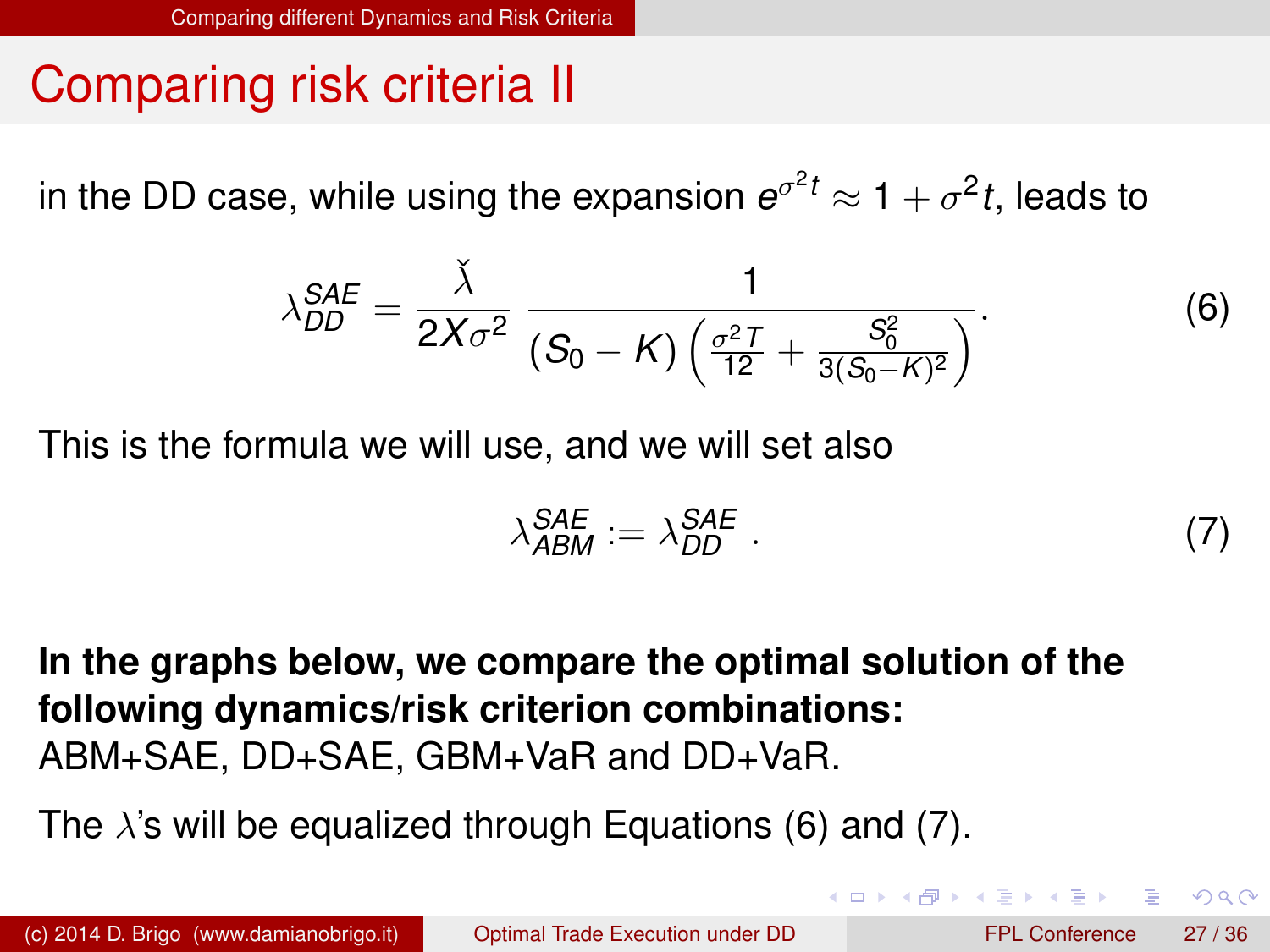# Comparing risk criteria II

in the DD case, while using the expansion $e^{\sigma^2 t} \approx 1 + \sigma^2 t$, leads to

$$\lambda_{DD}^{SAE} = \frac{\check{\lambda}}{2X\sigma^2} \frac{1}{(S_0 - K)\left(\frac{\sigma^2 T}{12} + \frac{S_0^2}{3(S_0 - K)^2}\right)}. \tag{6}$$

This is the formula we will use, and we will set also

$$\lambda_{ABM}^{SAE} := \lambda_{DD}^{SAE} \; . \tag{7}$$

**In the graphs below, we compare the optimal solution of the following dynamics/risk criterion combinations:**
ABM+SAE, DD+SAE, GBM+VaR and DD+VaR.

The $\lambda$'s will be equalized through Equations (6) and (7).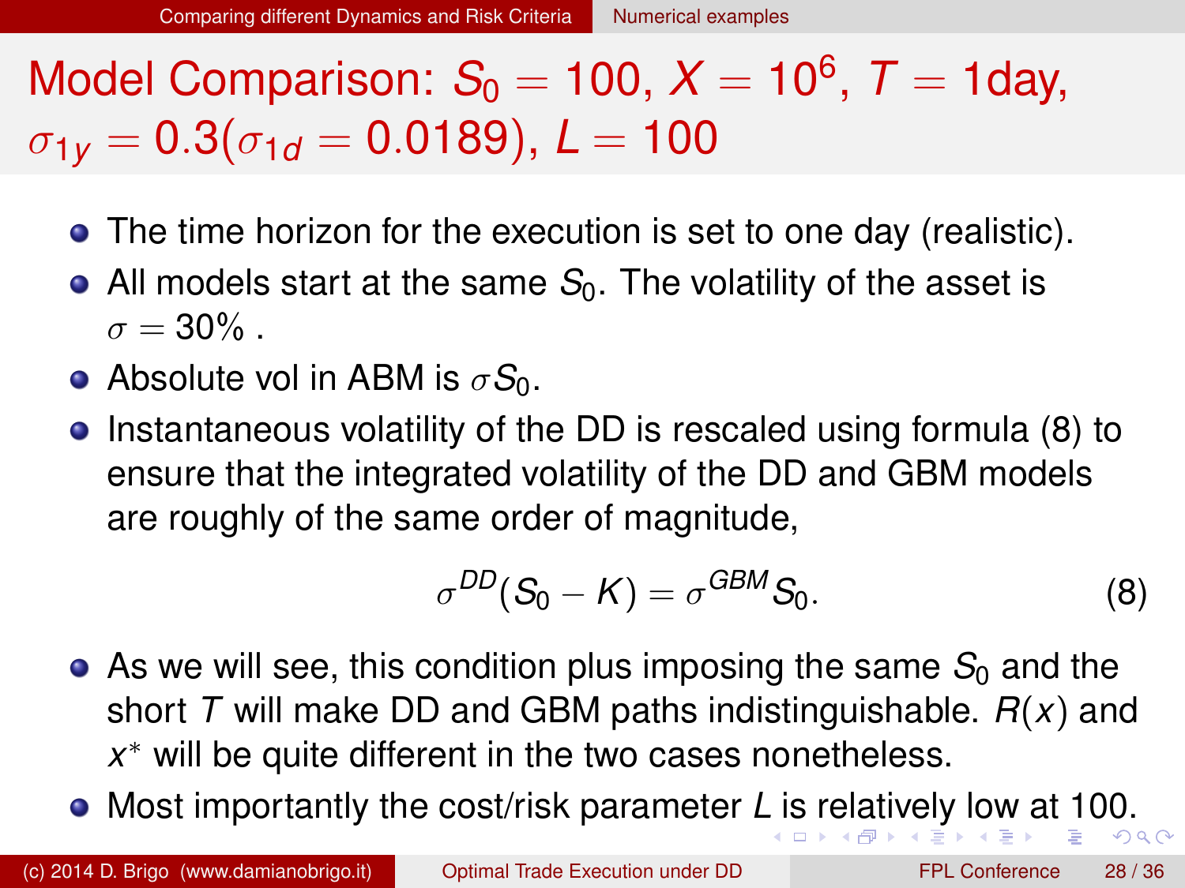# Model Comparison: $S_0 = 100$, $X = 10^6$, $T = 1\text{day}$, $\sigma_{1y} = 0.3(\sigma_{1d} = 0.0189)$, $L = 100$

- The time horizon for the execution is set to one day (realistic).
- All models start at the same $S_0$. The volatility of the asset is $\sigma = 30\%$ .
- Absolute vol in ABM is $\sigma S_0$.
- Instantaneous volatility of the DD is rescaled using formula (8) to ensure that the integrated volatility of the DD and GBM models are roughly of the same order of magnitude,

$$\sigma^{DD}(S_0 - K) = \sigma^{GBM} S_0. \tag{8}$$

- As we will see, this condition plus imposing the same $S_0$ and the short $T$ will make DD and GBM paths indistinguishable. $R(x)$ and $x^*$ will be quite different in the two cases nonetheless.
- Most importantly the cost/risk parameter $L$ is relatively low at 100.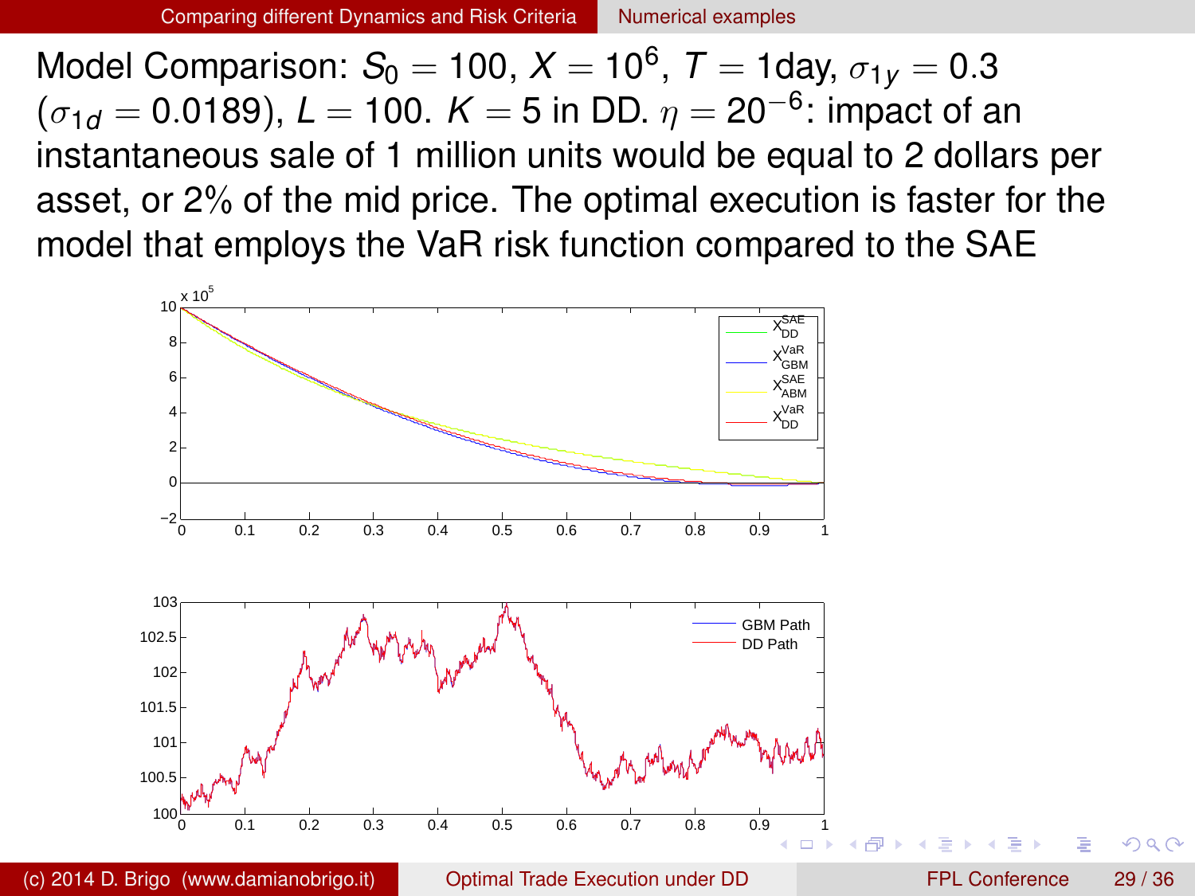Model Comparison: $S_0 = 100$, $X = 10^6$, $T = 1\text{day}$, $\sigma_{1y} = 0.3$ ($\sigma_{1d} = 0.0189$), $L = 100$. $K = 5$ in DD. $\eta = 20^{-6}$: impact of an instantaneous sale of 1 million units would be equal to 2 dollars per asset, or 2% of the mid price. The optimal execution is faster for the model that employs the VaR risk function compared to the SAE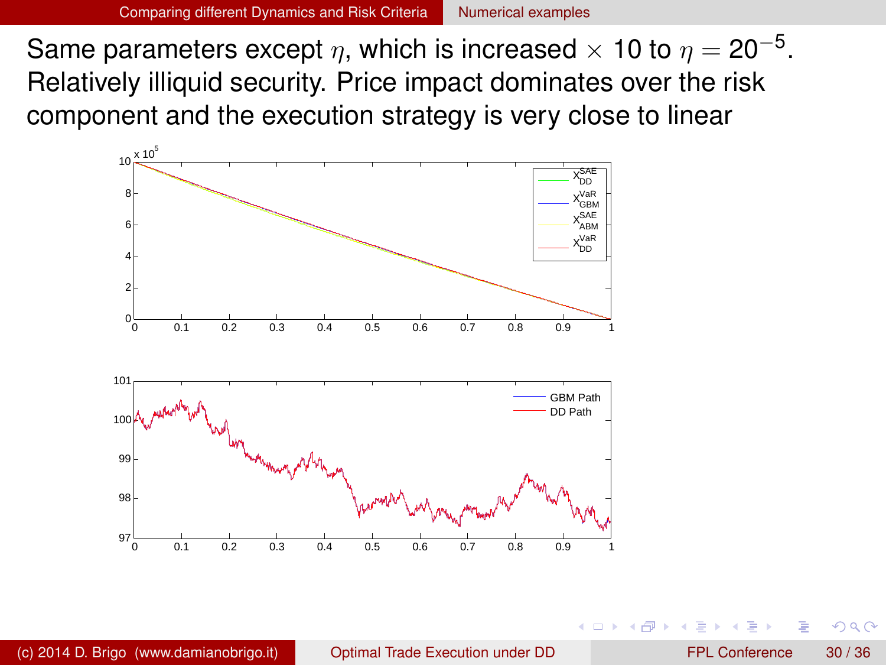Same parameters except $\eta$, which is increased $\times$ 10 to $\eta = 20^{-5}$. Relatively illiquid security. Price impact dominates over the risk component and the execution strategy is very close to linear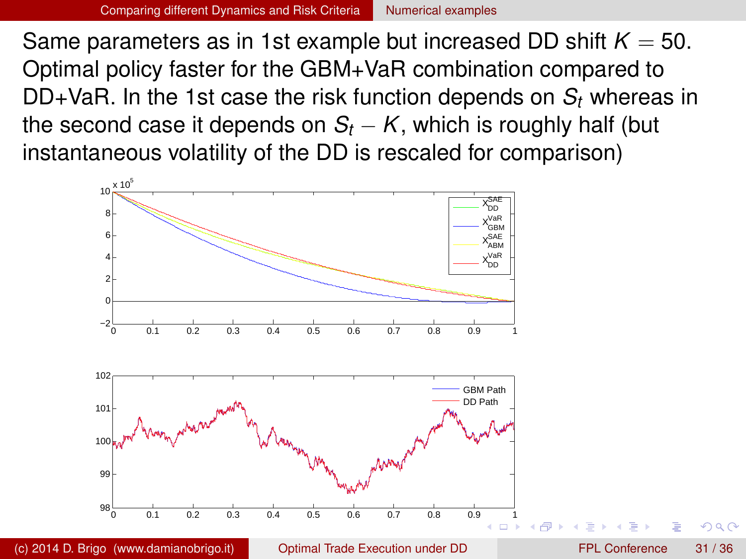Same parameters as in 1st example but increased DD shift $K = 50$. Optimal policy faster for the GBM+VaR combination compared to DD+VaR. In the 1st case the risk function depends on $S_t$ whereas in the second case it depends on $S_t - K$, which is roughly half (but instantaneous volatility of the DD is rescaled for comparison)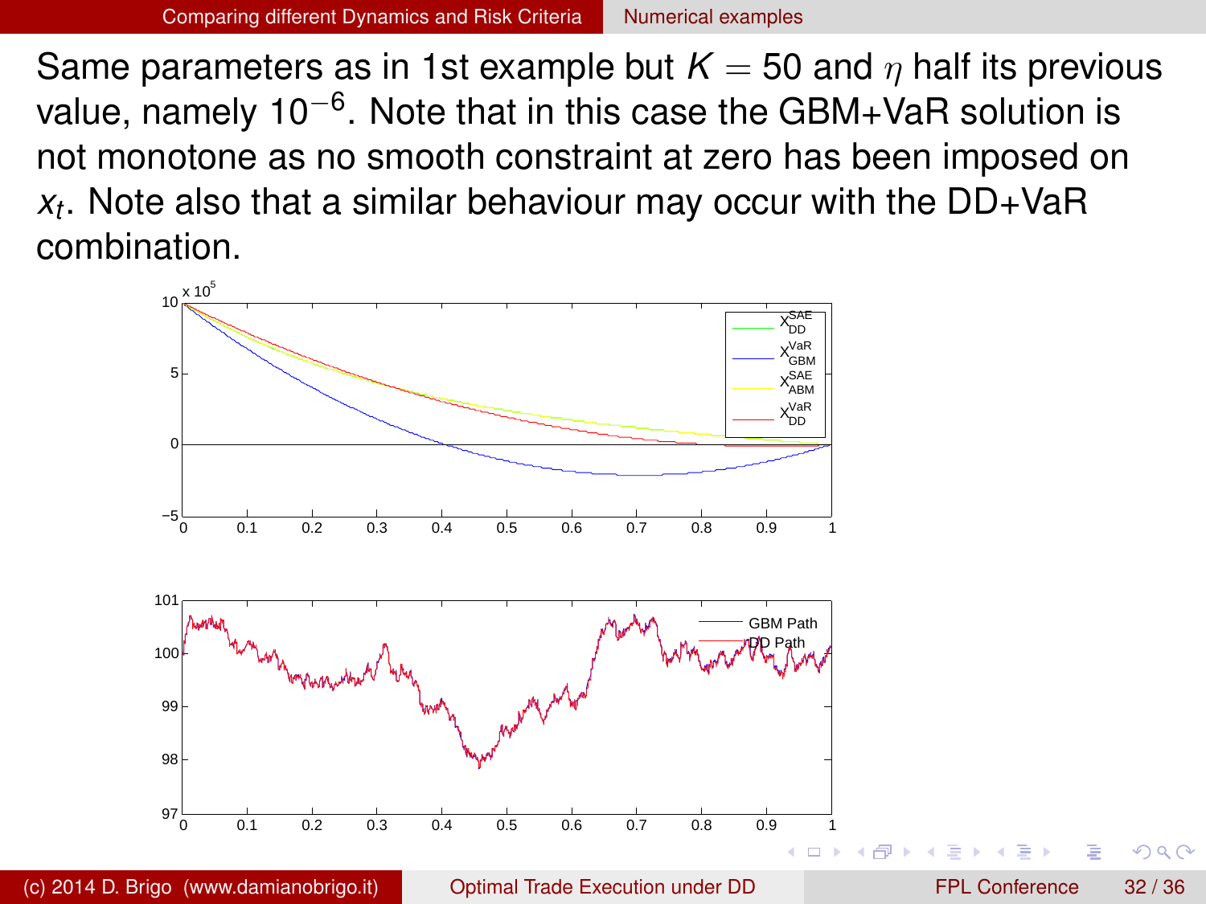Same parameters as in 1st example but $K = 50$ and $\eta$ half its previous value, namely $10^{-6}$. Note that in this case the GBM+VaR solution is not monotone as no smooth constraint at zero has been imposed on $x_t$. Note also that a similar behaviour may occur with the DD+VaR combination.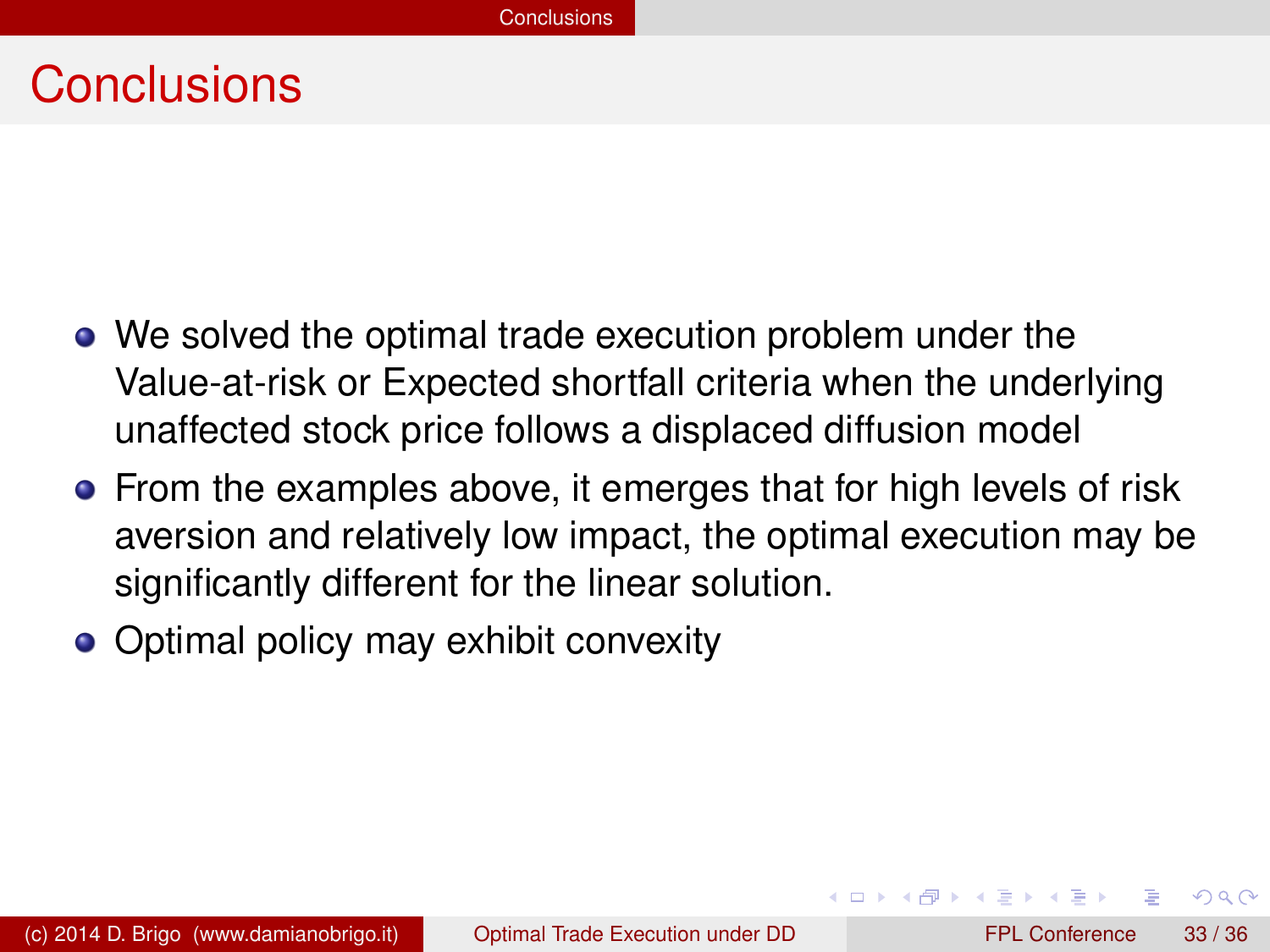# Conclusions

- We solved the optimal trade execution problem under the Value-at-risk or Expected shortfall criteria when the underlying unaffected stock price follows a displaced diffusion model
- From the examples above, it emerges that for high levels of risk aversion and relatively low impact, the optimal execution may be significantly different for the linear solution.
- Optimal policy may exhibit convexity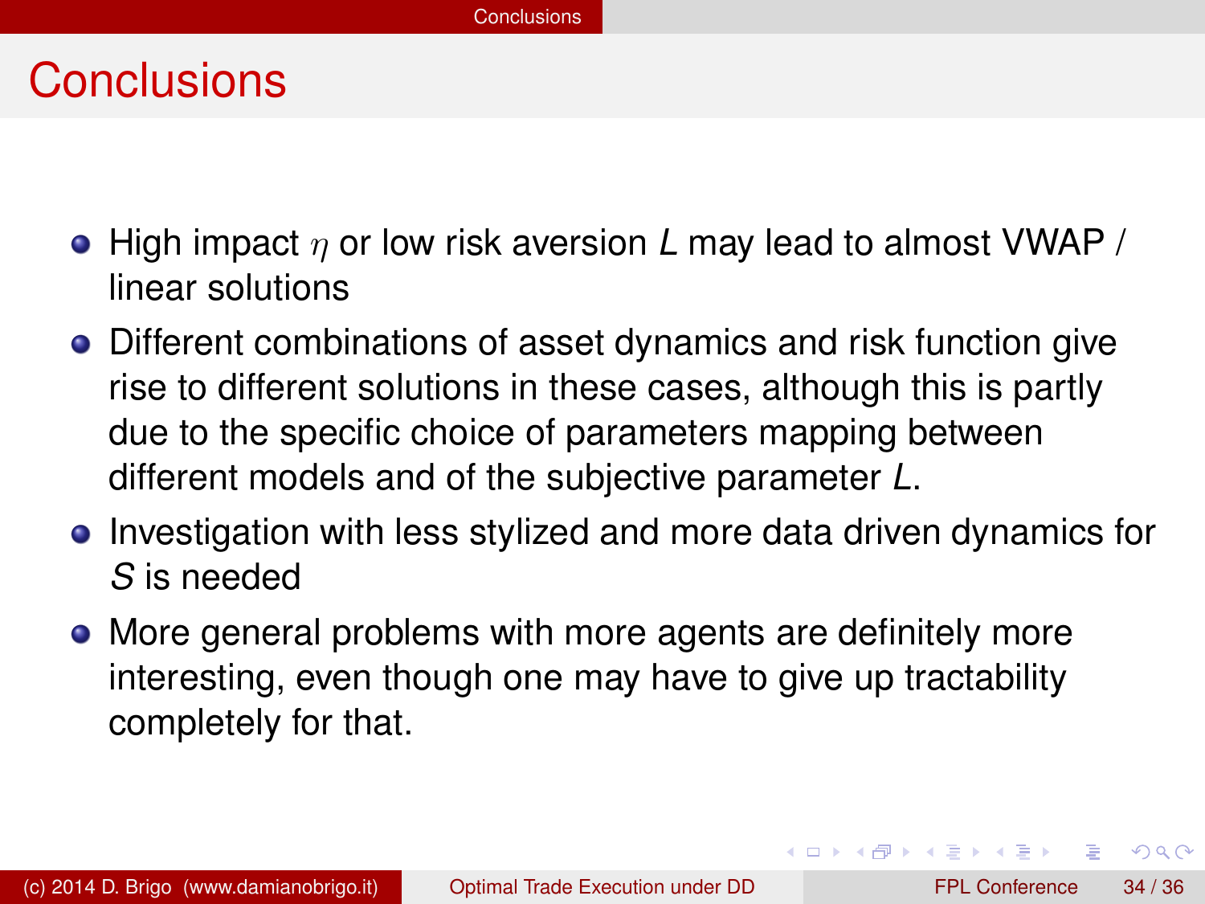# Conclusions

- High impact $\eta$ or low risk aversion $L$ may lead to almost VWAP / linear solutions
- Different combinations of asset dynamics and risk function give rise to different solutions in these cases, although this is partly due to the specific choice of parameters mapping between different models and of the subjective parameter $L$.
- Investigation with less stylized and more data driven dynamics for $S$ is needed
- More general problems with more agents are definitely more interesting, even though one may have to give up tractability completely for that.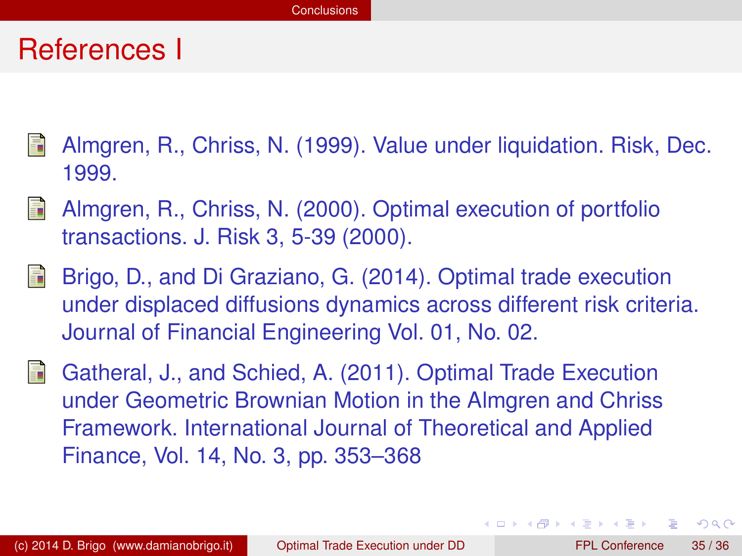# References I

- Almgren, R., Chriss, N. (1999). Value under liquidation. Risk, Dec. 1999.
- Almgren, R., Chriss, N. (2000). Optimal execution of portfolio transactions. J. Risk 3, 5-39 (2000).
- Brigo, D., and Di Graziano, G. (2014). Optimal trade execution under displaced diffusions dynamics across different risk criteria. Journal of Financial Engineering Vol. 01, No. 02.
- Gatheral, J., and Schied, A. (2011). Optimal Trade Execution under Geometric Brownian Motion in the Almgren and Chriss Framework. International Journal of Theoretical and Applied Finance, Vol. 14, No. 3, pp. 353–368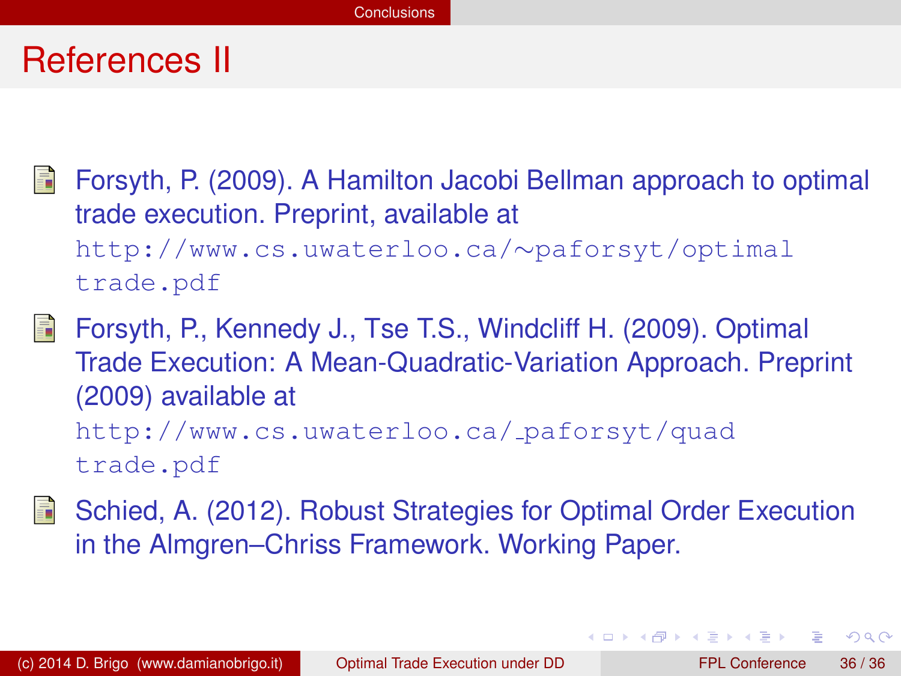# References II

- Forsyth, P. (2009). A Hamilton Jacobi Bellman approach to optimal trade execution. Preprint, available at http://www.cs.uwaterloo.ca/∼paforsyt/optimal trade.pdf
- Forsyth, P., Kennedy J., Tse T.S., Windcliff H. (2009). Optimal Trade Execution: A Mean-Quadratic-Variation Approach. Preprint (2009) available at http://www.cs.uwaterloo.ca/_paforsyt/quad trade.pdf
- Schied, A. (2012). Robust Strategies for Optimal Order Execution in the Almgren–Chriss Framework. Working Paper.